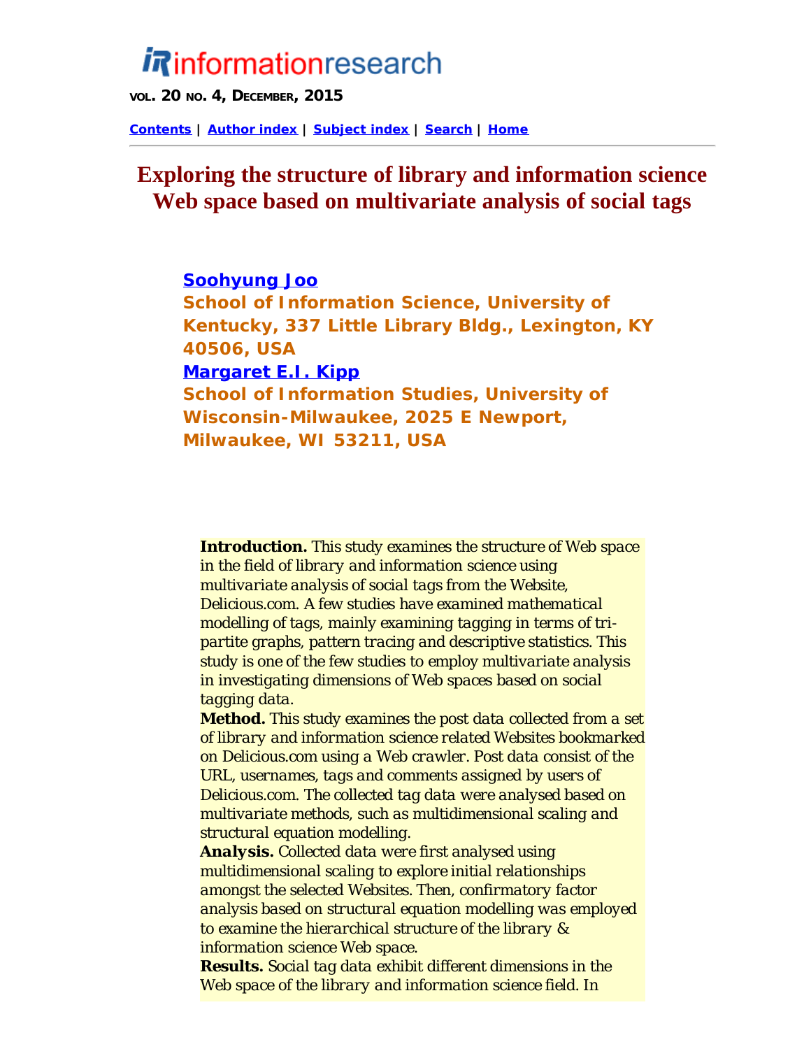# informationresearch

**VOL. 20 NO. 4, DECEMBER, 2015**

**Contents | Author index | Subject index | Search | Home**

# Exploring the structure of library and information science Web space based on multivariate analysis of social tags

**Soohyung Joo**
**School of Information Science, University of Kentucky, 337 Little Library Bldg., Lexington, KY 40506, USA**
**Margaret E.I. Kipp**
**School of Information Studies, University of Wisconsin-Milwaukee, 2025 E Newport, Milwaukee, WI 53211, USA**

**Introduction.** This study examines the structure of Web space in the field of library and information science using multivariate analysis of social tags from the Website, Delicious.com. A few studies have examined mathematical modelling of tags, mainly examining tagging in terms of tri-partite graphs, pattern tracing and descriptive statistics. This study is one of the few studies to employ multivariate analysis in investigating dimensions of Web spaces based on social tagging data.
**Method.** This study examines the post data collected from a set of library and information science related Websites bookmarked on Delicious.com using a Web crawler. Post data consist of the URL, usernames, tags and comments assigned by users of Delicious.com. The collected tag data were analysed based on multivariate methods, such as multidimensional scaling and structural equation modelling.
**Analysis.** Collected data were first analysed using multidimensional scaling to explore initial relationships amongst the selected Websites. Then, confirmatory factor analysis based on structural equation modelling was employed to examine the hierarchical structure of the library & information science Web space.
**Results.** Social tag data exhibit different dimensions in the Web space of the library and information science field. In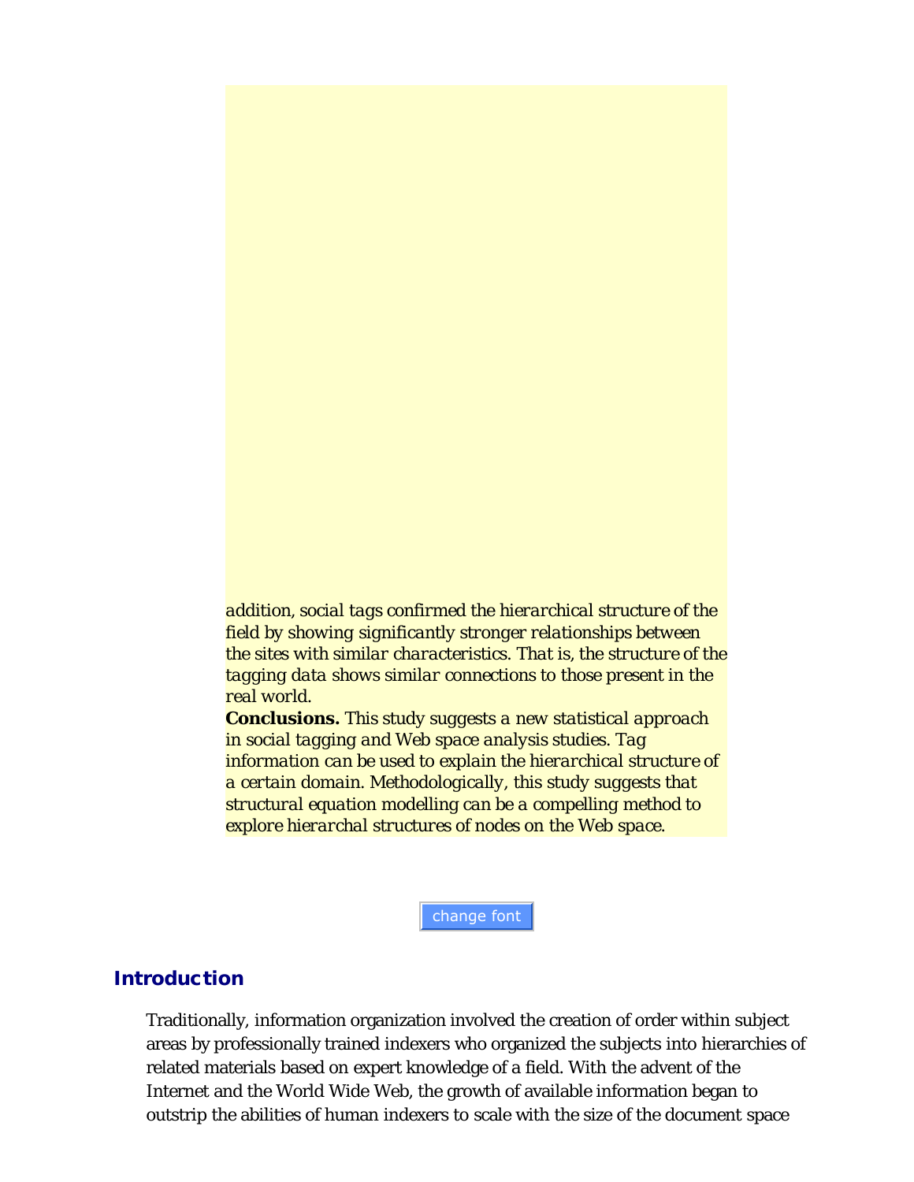*addition, social tags confirmed the hierarchical structure of the field by showing significantly stronger relationships between the sites with similar characteristics. That is, the structure of the tagging data shows similar connections to those present in the real world.*

**Conclusions.** *This study suggests a new statistical approach in social tagging and Web space analysis studies. Tag information can be used to explain the hierarchical structure of a certain domain. Methodologically, this study suggests that structural equation modelling can be a compelling method to explore hierarchal structures of nodes on the Web space.*

change font

## Introduction

Traditionally, information organization involved the creation of order within subject areas by professionally trained indexers who organized the subjects into hierarchies of related materials based on expert knowledge of a field. With the advent of the Internet and the World Wide Web, the growth of available information began to outstrip the abilities of human indexers to scale with the size of the document space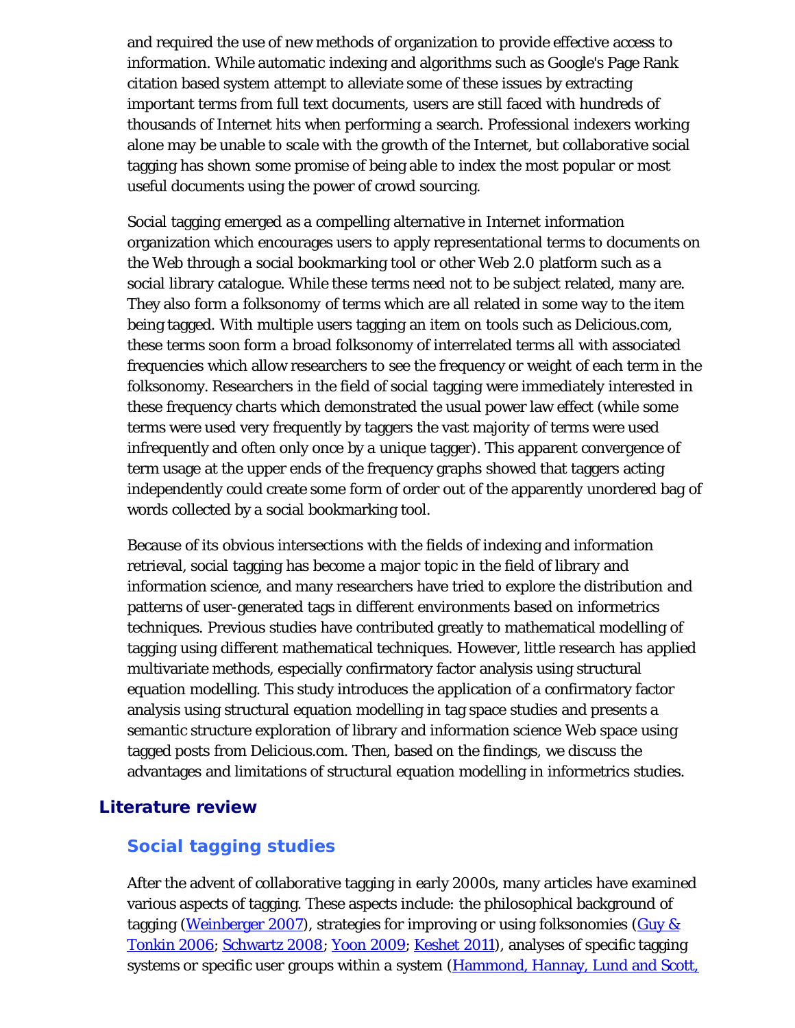and required the use of new methods of organization to provide effective access to information. While automatic indexing and algorithms such as Google's Page Rank citation based system attempt to alleviate some of these issues by extracting important terms from full text documents, users are still faced with hundreds of thousands of Internet hits when performing a search. Professional indexers working alone may be unable to scale with the growth of the Internet, but collaborative social tagging has shown some promise of being able to index the most popular or most useful documents using the power of crowd sourcing.

Social tagging emerged as a compelling alternative in Internet information organization which encourages users to apply representational terms to documents on the Web through a social bookmarking tool or other Web 2.0 platform such as a social library catalogue. While these terms need not to be subject related, many are. They also form a folksonomy of terms which are all related in some way to the item being tagged. With multiple users tagging an item on tools such as Delicious.com, these terms soon form a broad folksonomy of interrelated terms all with associated frequencies which allow researchers to see the frequency or weight of each term in the folksonomy. Researchers in the field of social tagging were immediately interested in these frequency charts which demonstrated the usual power law effect (while some terms were used very frequently by taggers the vast majority of terms were used infrequently and often only once by a unique tagger). This apparent convergence of term usage at the upper ends of the frequency graphs showed that taggers acting independently could create some form of order out of the apparently unordered bag of words collected by a social bookmarking tool.

Because of its obvious intersections with the fields of indexing and information retrieval, social tagging has become a major topic in the field of library and information science, and many researchers have tried to explore the distribution and patterns of user-generated tags in different environments based on informetrics techniques. Previous studies have contributed greatly to mathematical modelling of tagging using different mathematical techniques. However, little research has applied multivariate methods, especially confirmatory factor analysis using structural equation modelling. This study introduces the application of a confirmatory factor analysis using structural equation modelling in tag space studies and presents a semantic structure exploration of library and information science Web space using tagged posts from Delicious.com. Then, based on the findings, we discuss the advantages and limitations of structural equation modelling in informetrics studies.

## Literature review

### Social tagging studies

After the advent of collaborative tagging in early 2000s, many articles have examined various aspects of tagging. These aspects include: the philosophical background of tagging (Weinberger 2007), strategies for improving or using folksonomies (Guy & Tonkin 2006; Schwartz 2008; Yoon 2009; Keshet 2011), analyses of specific tagging systems or specific user groups within a system (Hammond, Hannay, Lund and Scott,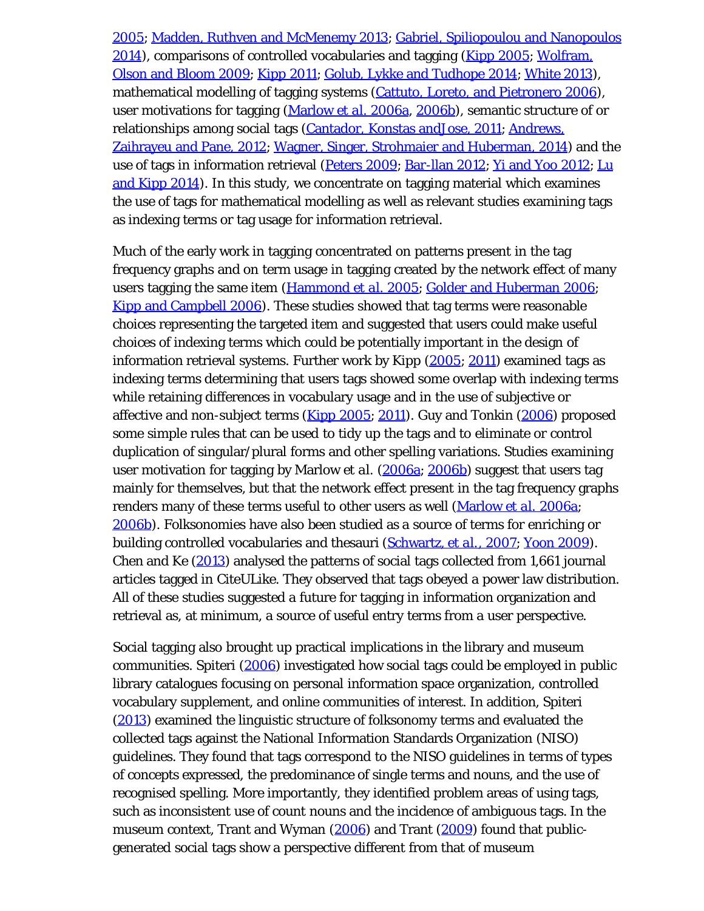2005; Madden, Ruthven and McMenemy 2013; Gabriel, Spiliopoulou and Nanopoulos 2014), comparisons of controlled vocabularies and tagging (Kipp 2005; Wolfram, Olson and Bloom 2009; Kipp 2011; Golub, Lykke and Tudhope 2014; White 2013), mathematical modelling of tagging systems (Cattuto, Loreto, and Pietronero 2006), user motivations for tagging (Marlow et al. 2006a, 2006b), semantic structure of or relationships among social tags (Cantador, Konstas andJose, 2011; Andrews, Zaihrayeu and Pane, 2012; Wagner, Singer, Strohmaier and Huberman, 2014) and the use of tags in information retrieval (Peters 2009; Bar-llan 2012; Yi and Yoo 2012; Lu and Kipp 2014). In this study, we concentrate on tagging material which examines the use of tags for mathematical modelling as well as relevant studies examining tags as indexing terms or tag usage for information retrieval.

Much of the early work in tagging concentrated on patterns present in the tag frequency graphs and on term usage in tagging created by the network effect of many users tagging the same item (Hammond et al. 2005; Golder and Huberman 2006; Kipp and Campbell 2006). These studies showed that tag terms were reasonable choices representing the targeted item and suggested that users could make useful choices of indexing terms which could be potentially important in the design of information retrieval systems. Further work by Kipp (2005; 2011) examined tags as indexing terms determining that users tags showed some overlap with indexing terms while retaining differences in vocabulary usage and in the use of subjective or affective and non-subject terms (Kipp 2005; 2011). Guy and Tonkin (2006) proposed some simple rules that can be used to tidy up the tags and to eliminate or control duplication of singular/plural forms and other spelling variations. Studies examining user motivation for tagging by Marlow et al. (2006a; 2006b) suggest that users tag mainly for themselves, but that the network effect present in the tag frequency graphs renders many of these terms useful to other users as well (Marlow et al. 2006a; 2006b). Folksonomies have also been studied as a source of terms for enriching or building controlled vocabularies and thesauri (Schwartz, et al., 2007; Yoon 2009). Chen and Ke (2013) analysed the patterns of social tags collected from 1,661 journal articles tagged in CiteULike. They observed that tags obeyed a power law distribution. All of these studies suggested a future for tagging in information organization and retrieval as, at minimum, a source of useful entry terms from a user perspective.

Social tagging also brought up practical implications in the library and museum communities. Spiteri (2006) investigated how social tags could be employed in public library catalogues focusing on personal information space organization, controlled vocabulary supplement, and online communities of interest. In addition, Spiteri (2013) examined the linguistic structure of folksonomy terms and evaluated the collected tags against the National Information Standards Organization (NISO) guidelines. They found that tags correspond to the NISO guidelines in terms of types of concepts expressed, the predominance of single terms and nouns, and the use of recognised spelling. More importantly, they identified problem areas of using tags, such as inconsistent use of count nouns and the incidence of ambiguous tags. In the museum context, Trant and Wyman (2006) and Trant (2009) found that public-generated social tags show a perspective different from that of museum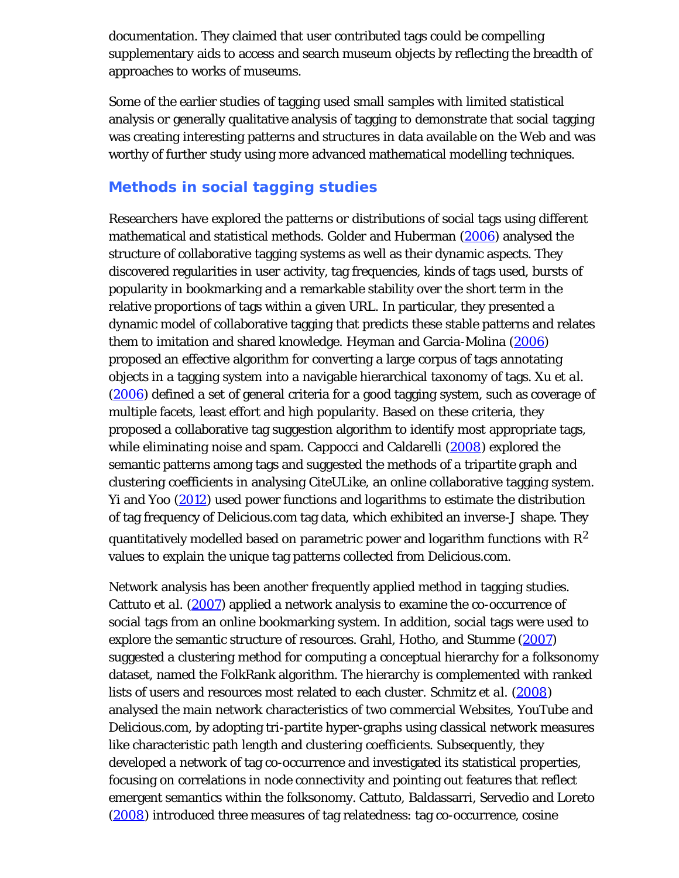documentation. They claimed that user contributed tags could be compelling supplementary aids to access and search museum objects by reflecting the breadth of approaches to works of museums.

Some of the earlier studies of tagging used small samples with limited statistical analysis or generally qualitative analysis of tagging to demonstrate that social tagging was creating interesting patterns and structures in data available on the Web and was worthy of further study using more advanced mathematical modelling techniques.

## Methods in social tagging studies

Researchers have explored the patterns or distributions of social tags using different mathematical and statistical methods. Golder and Huberman (2006) analysed the structure of collaborative tagging systems as well as their dynamic aspects. They discovered regularities in user activity, tag frequencies, kinds of tags used, bursts of popularity in bookmarking and a remarkable stability over the short term in the relative proportions of tags within a given URL. In particular, they presented a dynamic model of collaborative tagging that predicts these stable patterns and relates them to imitation and shared knowledge. Heyman and Garcia-Molina (2006) proposed an effective algorithm for converting a large corpus of tags annotating objects in a tagging system into a navigable hierarchical taxonomy of tags. Xu *et al.* (2006) defined a set of general criteria for a good tagging system, such as coverage of multiple facets, least effort and high popularity. Based on these criteria, they proposed a collaborative tag suggestion algorithm to identify most appropriate tags, while eliminating noise and spam. Cappocci and Caldarelli (2008) explored the semantic patterns among tags and suggested the methods of a tripartite graph and clustering coefficients in analysing CiteULike, an online collaborative tagging system. Yi and Yoo (2012) used power functions and logarithms to estimate the distribution of tag frequency of Delicious.com tag data, which exhibited an inverse-J shape. They quantitatively modelled based on parametric power and logarithm functions with $R^2$ values to explain the unique tag patterns collected from Delicious.com.

Network analysis has been another frequently applied method in tagging studies. Cattuto *et al.* (2007) applied a network analysis to examine the co-occurrence of social tags from an online bookmarking system. In addition, social tags were used to explore the semantic structure of resources. Grahl, Hotho, and Stumme (2007) suggested a clustering method for computing a conceptual hierarchy for a folksonomy dataset, named the FolkRank algorithm. The hierarchy is complemented with ranked lists of users and resources most related to each cluster. Schmitz *et al.* (2008) analysed the main network characteristics of two commercial Websites, YouTube and Delicious.com, by adopting tri-partite hyper-graphs using classical network measures like characteristic path length and clustering coefficients. Subsequently, they developed a network of tag co-occurrence and investigated its statistical properties, focusing on correlations in node connectivity and pointing out features that reflect emergent semantics within the folksonomy. Cattuto, Baldassarri, Servedio and Loreto (2008) introduced three measures of tag relatedness: tag co-occurrence, cosine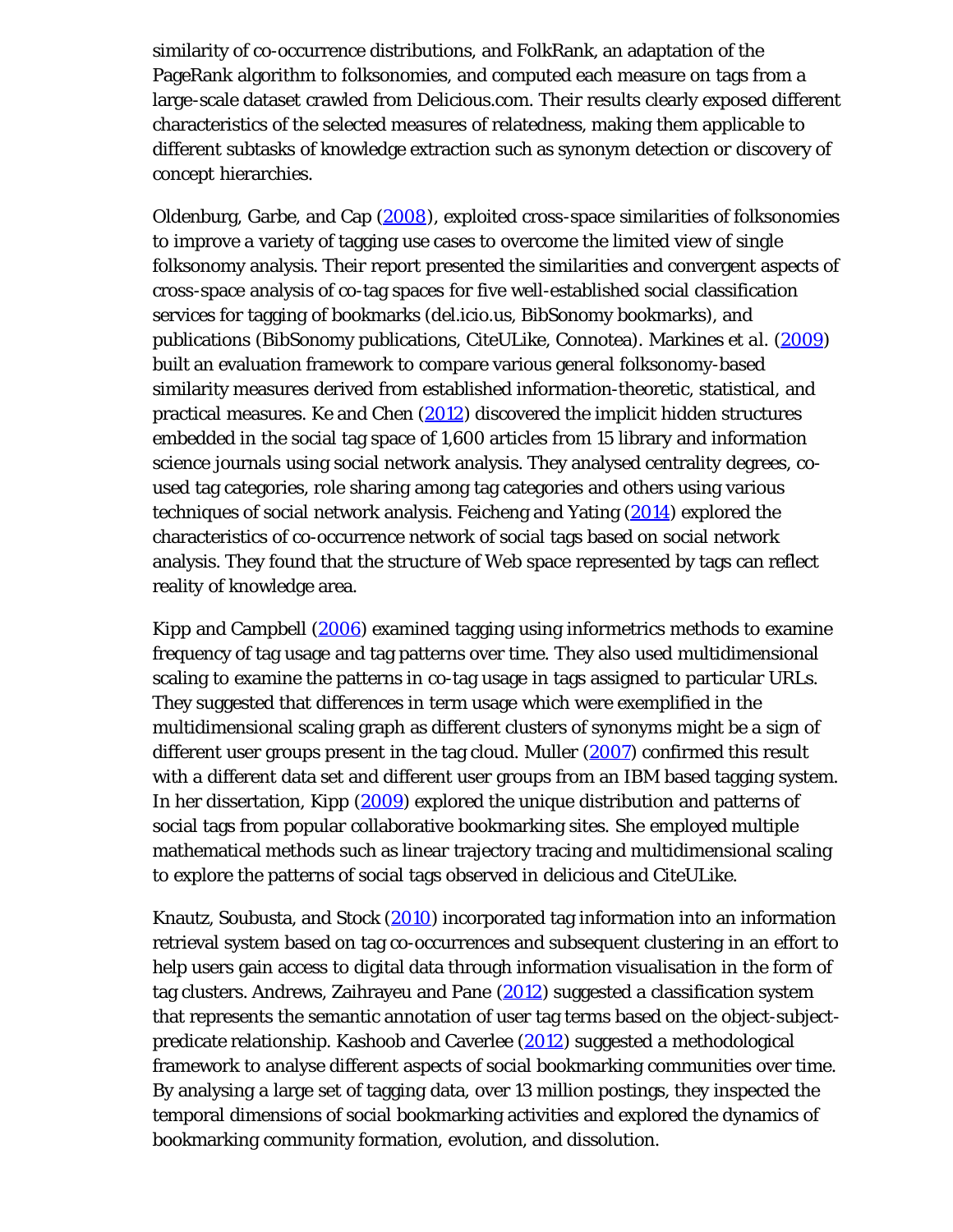similarity of co-occurrence distributions, and FolkRank, an adaptation of the PageRank algorithm to folksonomies, and computed each measure on tags from a large-scale dataset crawled from Delicious.com. Their results clearly exposed different characteristics of the selected measures of relatedness, making them applicable to different subtasks of knowledge extraction such as synonym detection or discovery of concept hierarchies.

Oldenburg, Garbe, and Cap (2008), exploited cross-space similarities of folksonomies to improve a variety of tagging use cases to overcome the limited view of single folksonomy analysis. Their report presented the similarities and convergent aspects of cross-space analysis of co-tag spaces for five well-established social classification services for tagging of bookmarks (del.icio.us, BibSonomy bookmarks), and publications (BibSonomy publications, CiteULike, Connotea). Markines *et al.* (2009) built an evaluation framework to compare various general folksonomy-based similarity measures derived from established information-theoretic, statistical, and practical measures. Ke and Chen (2012) discovered the implicit hidden structures embedded in the social tag space of 1,600 articles from 15 library and information science journals using social network analysis. They analysed centrality degrees, co-used tag categories, role sharing among tag categories and others using various techniques of social network analysis. Feicheng and Yating (2014) explored the characteristics of co-occurrence network of social tags based on social network analysis. They found that the structure of Web space represented by tags can reflect reality of knowledge area.

Kipp and Campbell (2006) examined tagging using informetrics methods to examine frequency of tag usage and tag patterns over time. They also used multidimensional scaling to examine the patterns in co-tag usage in tags assigned to particular URLs. They suggested that differences in term usage which were exemplified in the multidimensional scaling graph as different clusters of synonyms might be a sign of different user groups present in the tag cloud. Muller (2007) confirmed this result with a different data set and different user groups from an IBM based tagging system. In her dissertation, Kipp (2009) explored the unique distribution and patterns of social tags from popular collaborative bookmarking sites. She employed multiple mathematical methods such as linear trajectory tracing and multidimensional scaling to explore the patterns of social tags observed in delicious and CiteULike.

Knautz, Soubusta, and Stock (2010) incorporated tag information into an information retrieval system based on tag co-occurrences and subsequent clustering in an effort to help users gain access to digital data through information visualisation in the form of tag clusters. Andrews, Zaihrayeu and Pane (2012) suggested a classification system that represents the semantic annotation of user tag terms based on the object-subject-predicate relationship. Kashoob and Caverlee (2012) suggested a methodological framework to analyse different aspects of social bookmarking communities over time. By analysing a large set of tagging data, over 13 million postings, they inspected the temporal dimensions of social bookmarking activities and explored the dynamics of bookmarking community formation, evolution, and dissolution.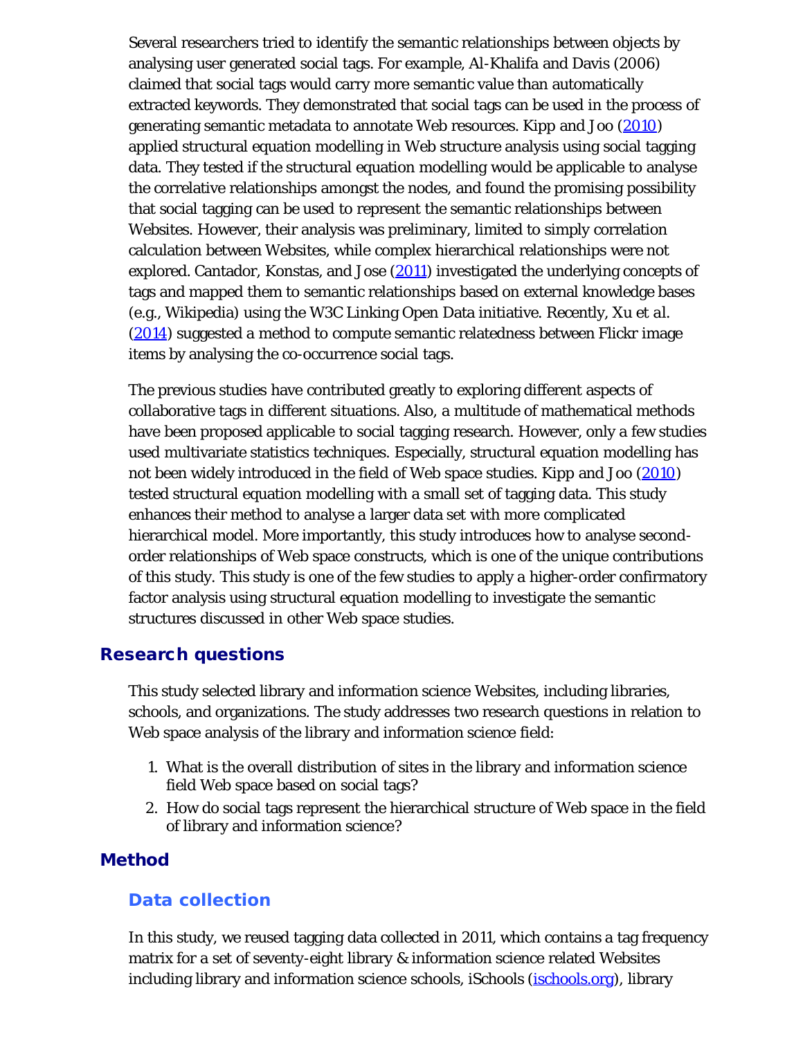Several researchers tried to identify the semantic relationships between objects by analysing user generated social tags. For example, Al-Khalifa and Davis (2006) claimed that social tags would carry more semantic value than automatically extracted keywords. They demonstrated that social tags can be used in the process of generating semantic metadata to annotate Web resources. Kipp and Joo (2010) applied structural equation modelling in Web structure analysis using social tagging data. They tested if the structural equation modelling would be applicable to analyse the correlative relationships amongst the nodes, and found the promising possibility that social tagging can be used to represent the semantic relationships between Websites. However, their analysis was preliminary, limited to simply correlation calculation between Websites, while complex hierarchical relationships were not explored. Cantador, Konstas, and Jose (2011) investigated the underlying concepts of tags and mapped them to semantic relationships based on external knowledge bases (e.g., Wikipedia) using the W3C Linking Open Data initiative. Recently, Xu et al. (2014) suggested a method to compute semantic relatedness between Flickr image items by analysing the co-occurrence social tags.

The previous studies have contributed greatly to exploring different aspects of collaborative tags in different situations. Also, a multitude of mathematical methods have been proposed applicable to social tagging research. However, only a few studies used multivariate statistics techniques. Especially, structural equation modelling has not been widely introduced in the field of Web space studies. Kipp and Joo (2010) tested structural equation modelling with a small set of tagging data. This study enhances their method to analyse a larger data set with more complicated hierarchical model. More importantly, this study introduces how to analyse second-order relationships of Web space constructs, which is one of the unique contributions of this study. This study is one of the few studies to apply a higher-order confirmatory factor analysis using structural equation modelling to investigate the semantic structures discussed in other Web space studies.

## Research questions

This study selected library and information science Websites, including libraries, schools, and organizations. The study addresses two research questions in relation to Web space analysis of the library and information science field:

1. What is the overall distribution of sites in the library and information science field Web space based on social tags?
2. How do social tags represent the hierarchical structure of Web space in the field of library and information science?

## Method

### Data collection

In this study, we reused tagging data collected in 2011, which contains a tag frequency matrix for a set of seventy-eight library & information science related Websites including library and information science schools, iSchools (ischools.org), library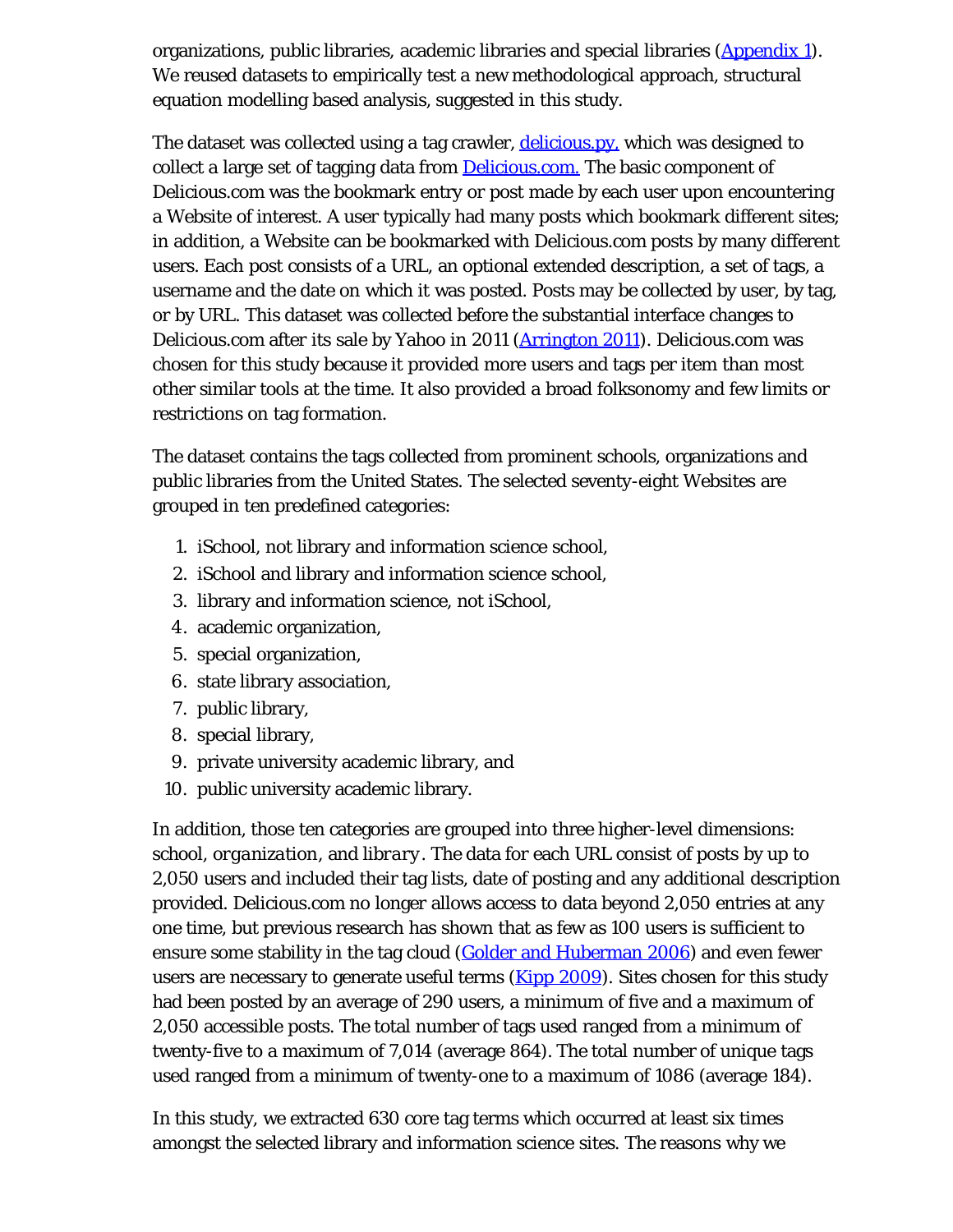organizations, public libraries, academic libraries and special libraries ([Appendix 1](#)). We reused datasets to empirically test a new methodological approach, structural equation modelling based analysis, suggested in this study.

The dataset was collected using a tag crawler, [delicious.py,](#) which was designed to collect a large set of tagging data from [Delicious.com.](#) The basic component of Delicious.com was the bookmark entry or post made by each user upon encountering a Website of interest. A user typically had many posts which bookmark different sites; in addition, a Website can be bookmarked with Delicious.com posts by many different users. Each post consists of a URL, an optional extended description, a set of tags, a username and the date on which it was posted. Posts may be collected by user, by tag, or by URL. This dataset was collected before the substantial interface changes to Delicious.com after its sale by Yahoo in 2011 ([Arrington 2011](#)). Delicious.com was chosen for this study because it provided more users and tags per item than most other similar tools at the time. It also provided a broad folksonomy and few limits or restrictions on tag formation.

The dataset contains the tags collected from prominent schools, organizations and public libraries from the United States. The selected seventy-eight Websites are grouped in ten predefined categories:

1. iSchool, not library and information science school,
2. iSchool and library and information science school,
3. library and information science, not iSchool,
4. academic organization,
5. special organization,
6. state library association,
7. public library,
8. special library,
9. private university academic library, and
10. public university academic library.

In addition, those ten categories are grouped into three higher-level dimensions: school, *organization*, and *library*. The data for each URL consist of posts by up to 2,050 users and included their tag lists, date of posting and any additional description provided. Delicious.com no longer allows access to data beyond 2,050 entries at any one time, but previous research has shown that as few as 100 users is sufficient to ensure some stability in the tag cloud ([Golder and Huberman 2006](#)) and even fewer users are necessary to generate useful terms ([Kipp 2009](#)). Sites chosen for this study had been posted by an average of 290 users, a minimum of five and a maximum of 2,050 accessible posts. The total number of tags used ranged from a minimum of twenty-five to a maximum of 7,014 (average 864). The total number of unique tags used ranged from a minimum of twenty-one to a maximum of 1086 (average 184).

In this study, we extracted 630 core tag terms which occurred at least six times amongst the selected library and information science sites. The reasons why we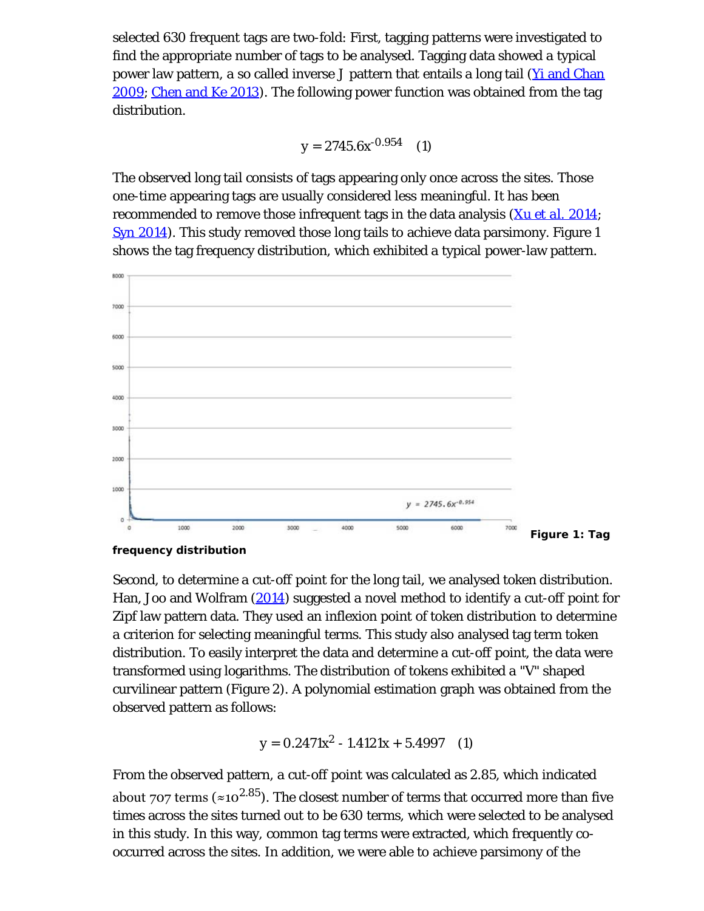selected 630 frequent tags are two-fold: First, tagging patterns were investigated to find the appropriate number of tags to be analysed. Tagging data showed a typical power law pattern, a so called inverse J pattern that entails a long tail (Yi and Chan 2009; Chen and Ke 2013). The following power function was obtained from the tag distribution.

$$y = 2745.6x^{-0.954} \quad (1)$$

The observed long tail consists of tags appearing only once across the sites. Those one-time appearing tags are usually considered less meaningful. It has been recommended to remove those infrequent tags in the data analysis (Xu et al. 2014; Syn 2014). This study removed those long tails to achieve data parsimony. Figure 1 shows the tag frequency distribution, which exhibited a typical power-law pattern.

**Figure 1: Tag frequency distribution**

Second, to determine a cut-off point for the long tail, we analysed token distribution. Han, Joo and Wolfram (2014) suggested a novel method to identify a cut-off point for Zipf law pattern data. They used an inflexion point of token distribution to determine a criterion for selecting meaningful terms. This study also analysed tag term token distribution. To easily interpret the data and determine a cut-off point, the data were transformed using logarithms. The distribution of tokens exhibited a "V" shaped curvilinear pattern (Figure 2). A polynomial estimation graph was obtained from the observed pattern as follows:

$$y = 0.2471x^2 - 1.4121x + 5.4997 \quad (1)$$

From the observed pattern, a cut-off point was calculated as 2.85, which indicated about 707 terms ($\approx 10^{2.85}$). The closest number of terms that occurred more than five times across the sites turned out to be 630 terms, which were selected to be analysed in this study. In this way, common tag terms were extracted, which frequently co-occurred across the sites. In addition, we were able to achieve parsimony of the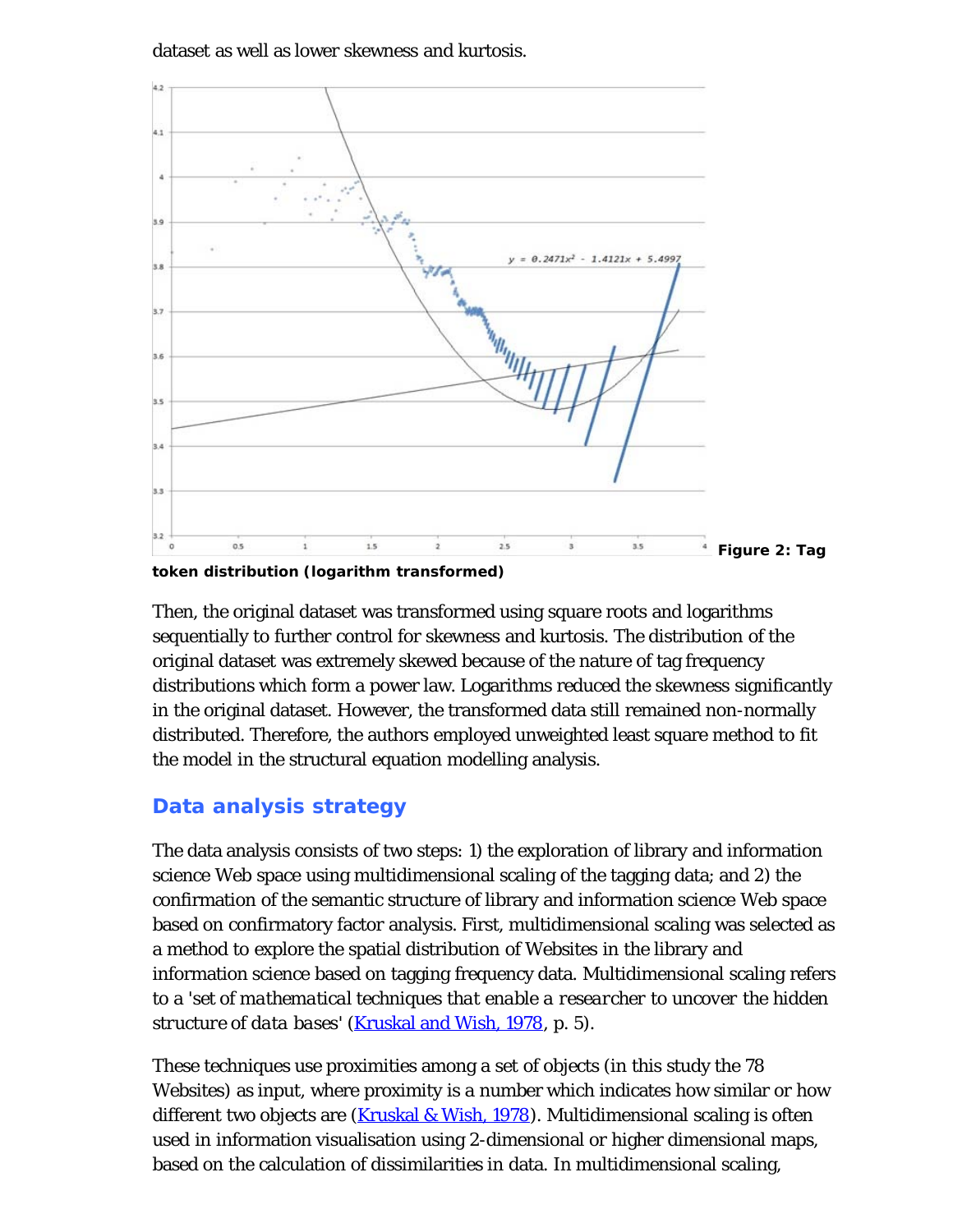dataset as well as lower skewness and kurtosis.

**Figure 2: Tag token distribution (logarithm transformed)**

Then, the original dataset was transformed using square roots and logarithms sequentially to further control for skewness and kurtosis. The distribution of the original dataset was extremely skewed because of the nature of tag frequency distributions which form a power law. Logarithms reduced the skewness significantly in the original dataset. However, the transformed data still remained non-normally distributed. Therefore, the authors employed unweighted least square method to fit the model in the structural equation modelling analysis.

## Data analysis strategy

The data analysis consists of two steps: 1) the exploration of library and information science Web space using multidimensional scaling of the tagging data; and 2) the confirmation of the semantic structure of library and information science Web space based on confirmatory factor analysis. First, multidimensional scaling was selected as a method to explore the spatial distribution of Websites in the library and information science based on tagging frequency data. Multidimensional scaling refers to a '*set of mathematical techniques that enable a researcher to uncover the hidden structure of data bases*' (Kruskal and Wish, 1978, p. 5).

These techniques use proximities among a set of objects (in this study the 78 Websites) as input, where proximity is a number which indicates how similar or how different two objects are (Kruskal & Wish, 1978). Multidimensional scaling is often used in information visualisation using 2-dimensional or higher dimensional maps, based on the calculation of dissimilarities in data. In multidimensional scaling,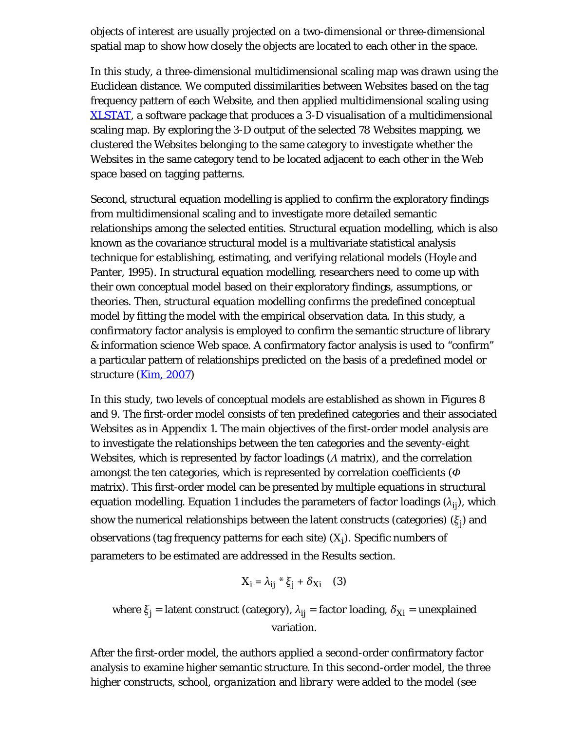objects of interest are usually projected on a two-dimensional or three-dimensional spatial map to show how closely the objects are located to each other in the space.

In this study, a three-dimensional multidimensional scaling map was drawn using the Euclidean distance. We computed dissimilarities between Websites based on the tag frequency pattern of each Website, and then applied multidimensional scaling using XLSTAT, a software package that produces a 3-D visualisation of a multidimensional scaling map. By exploring the 3-D output of the selected 78 Websites mapping, we clustered the Websites belonging to the same category to investigate whether the Websites in the same category tend to be located adjacent to each other in the Web space based on tagging patterns.

Second, structural equation modelling is applied to confirm the exploratory findings from multidimensional scaling and to investigate more detailed semantic relationships among the selected entities. Structural equation modelling, which is also known as the covariance structural model is a multivariate statistical analysis technique for establishing, estimating, and verifying relational models (Hoyle and Panter, 1995). In structural equation modelling, researchers need to come up with their own conceptual model based on their exploratory findings, assumptions, or theories. Then, structural equation modelling confirms the predefined conceptual model by fitting the model with the empirical observation data. In this study, a confirmatory factor analysis is employed to confirm the semantic structure of library & information science Web space. A confirmatory factor analysis is used to "confirm" a particular pattern of relationships predicted on the basis of a predefined model or structure (Kim, 2007)

In this study, two levels of conceptual models are established as shown in Figures 8 and 9. The first-order model consists of ten predefined categories and their associated Websites as in Appendix 1. The main objectives of the first-order model analysis are to investigate the relationships between the ten categories and the seventy-eight Websites, which is represented by factor loadings ($\Lambda$ matrix), and the correlation amongst the ten categories, which is represented by correlation coefficients ($\Phi$ matrix). This first-order model can be presented by multiple equations in structural equation modelling. Equation 1 includes the parameters of factor loadings ($\lambda_{ij}$), which show the numerical relationships between the latent constructs (categories) ($\xi_j$) and observations (tag frequency patterns for each site) ($X_i$). Specific numbers of parameters to be estimated are addressed in the Results section.

$$X_i = \lambda_{ij} * \xi_j + \delta_{Xi} \quad (3)$$

where $\xi_j$ = latent construct (category), $\lambda_{ij}$ = factor loading, $\delta_{Xi}$ = unexplained variation.

After the first-order model, the authors applied a second-order confirmatory factor analysis to examine higher semantic structure. In this second-order model, the three higher constructs, school, *organization* and *library* were added to the model (see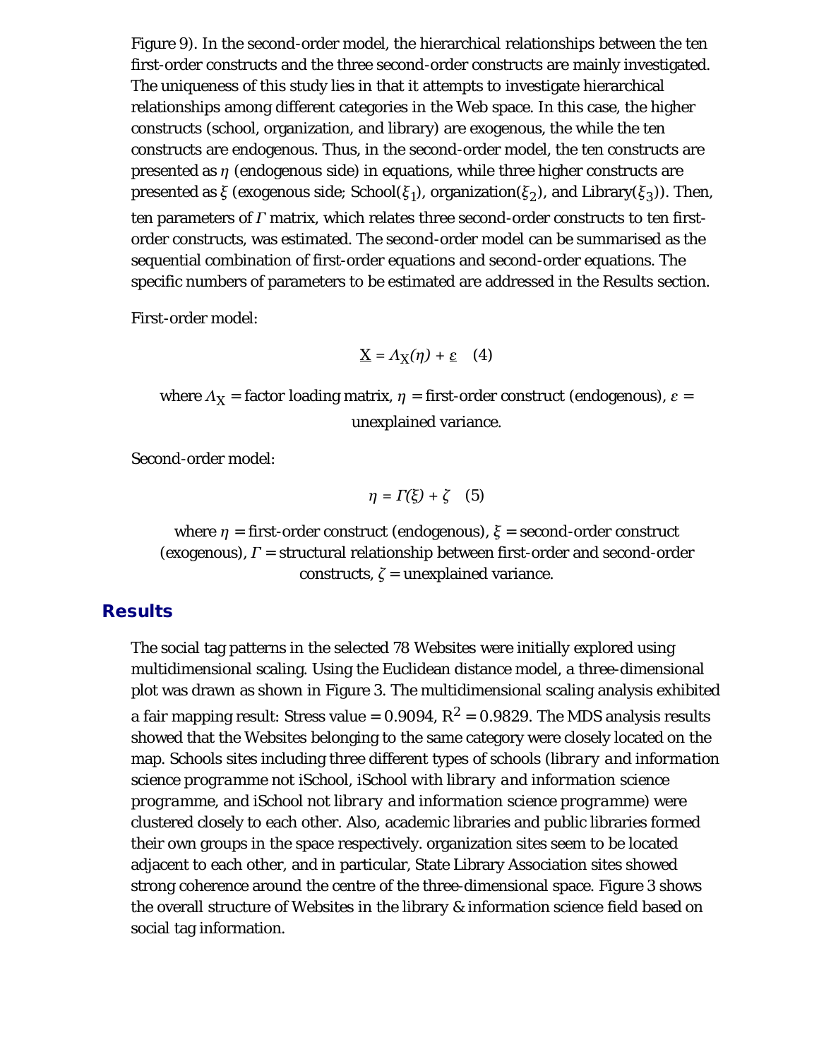Figure 9). In the second-order model, the hierarchical relationships between the ten first-order constructs and the three second-order constructs are mainly investigated. The uniqueness of this study lies in that it attempts to investigate hierarchical relationships among different categories in the Web space. In this case, the higher constructs (school, organization, and library) are exogenous, the while the ten constructs are endogenous. Thus, in the second-order model, the ten constructs are presented as $\eta$ (endogenous side) in equations, while three higher constructs are presented as $\xi$ (exogenous side; School($\xi_1$), organization($\xi_2$), and Library($\xi_3$)). Then, ten parameters of $\Gamma$ matrix, which relates three second-order constructs to ten first-order constructs, was estimated. The second-order model can be summarised as the sequential combination of first-order equations and second-order equations. The specific numbers of parameters to be estimated are addressed in the Results section.

First-order model:

$$\underline{X} = \Lambda_X(\eta) + \underline{\varepsilon} \quad (4)$$

where $\Lambda_X$ = factor loading matrix, $\eta$ = first-order construct (endogenous), $\varepsilon$ = unexplained variance.

Second-order model:

$$\eta = \Gamma(\xi) + \zeta \quad (5)$$

where $\eta$ = first-order construct (endogenous), $\xi$ = second-order construct (exogenous), $\Gamma$ = structural relationship between first-order and second-order constructs, $\zeta$ = unexplained variance.

## Results

The social tag patterns in the selected 78 Websites were initially explored using multidimensional scaling. Using the Euclidean distance model, a three-dimensional plot was drawn as shown in Figure 3. The multidimensional scaling analysis exhibited a fair mapping result: Stress value = 0.9094, $R^2$ = 0.9829. The MDS analysis results showed that the Websites belonging to the same category were closely located on the map. Schools sites including three different types of schools (*library and information science programme* not iSchool, iSchool with *library and information science programme*, and iSchool not *library and information science programme*) were clustered closely to each other. Also, academic libraries and public libraries formed their own groups in the space respectively. organization sites seem to be located adjacent to each other, and in particular, State Library Association sites showed strong coherence around the centre of the three-dimensional space. Figure 3 shows the overall structure of Websites in the library & information science field based on social tag information.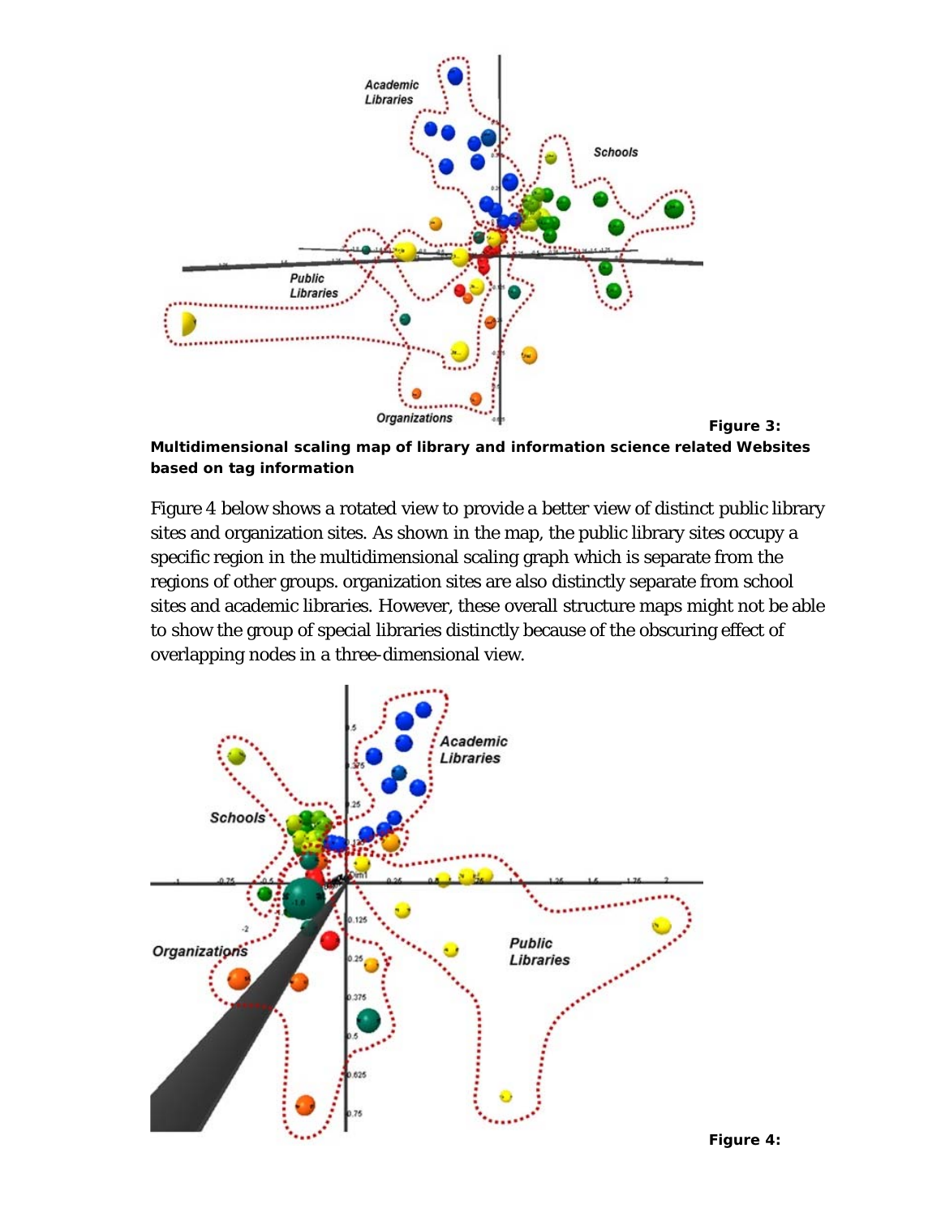**Figure 3: Multidimensional scaling map of library and information science related Websites based on tag information**

Figure 4 below shows a rotated view to provide a better view of distinct public library sites and organization sites. As shown in the map, the public library sites occupy a specific region in the multidimensional scaling graph which is separate from the regions of other groups. organization sites are also distinctly separate from school sites and academic libraries. However, these overall structure maps might not be able to show the group of special libraries distinctly because of the obscuring effect of overlapping nodes in a three-dimensional view.

**Figure 4:**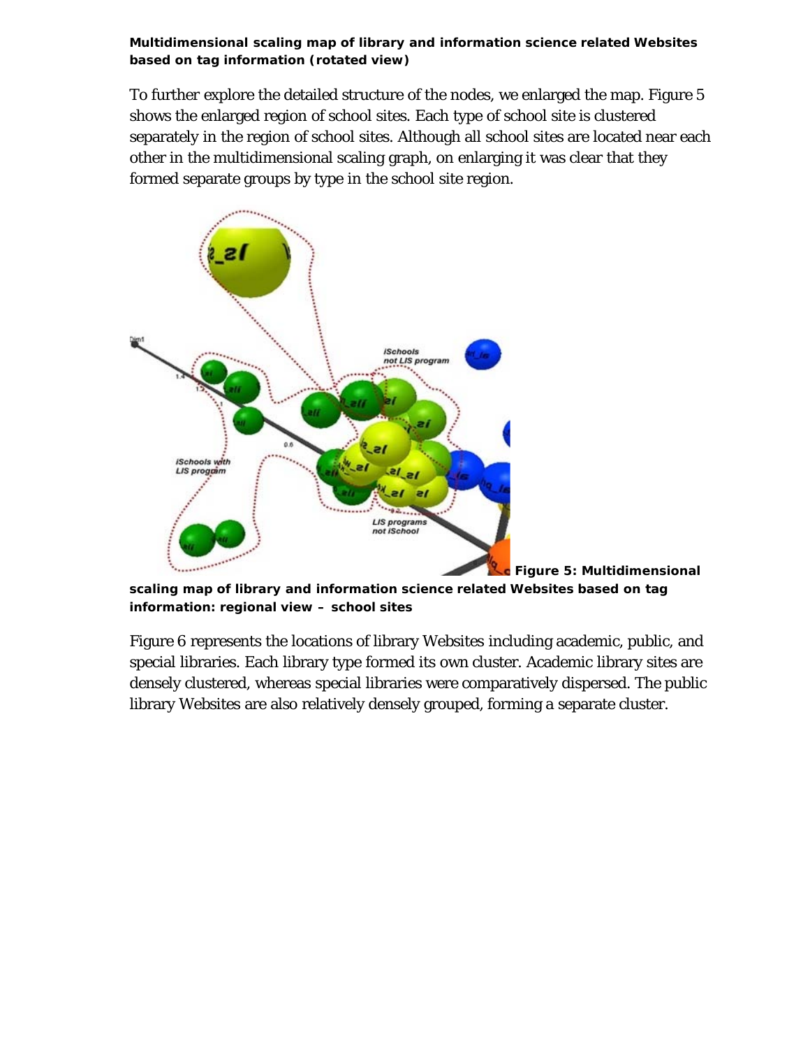**Multidimensional scaling map of library and information science related Websites based on tag information (rotated view)**

To further explore the detailed structure of the nodes, we enlarged the map. Figure 5 shows the enlarged region of school sites. Each type of school site is clustered separately in the region of school sites. Although all school sites are located near each other in the multidimensional scaling graph, on enlarging it was clear that they formed separate groups by type in the school site region.

**Figure 5: Multidimensional scaling map of library and information science related Websites based on tag information: regional view – school sites**

Figure 6 represents the locations of library Websites including academic, public, and special libraries. Each library type formed its own cluster. Academic library sites are densely clustered, whereas special libraries were comparatively dispersed. The public library Websites are also relatively densely grouped, forming a separate cluster.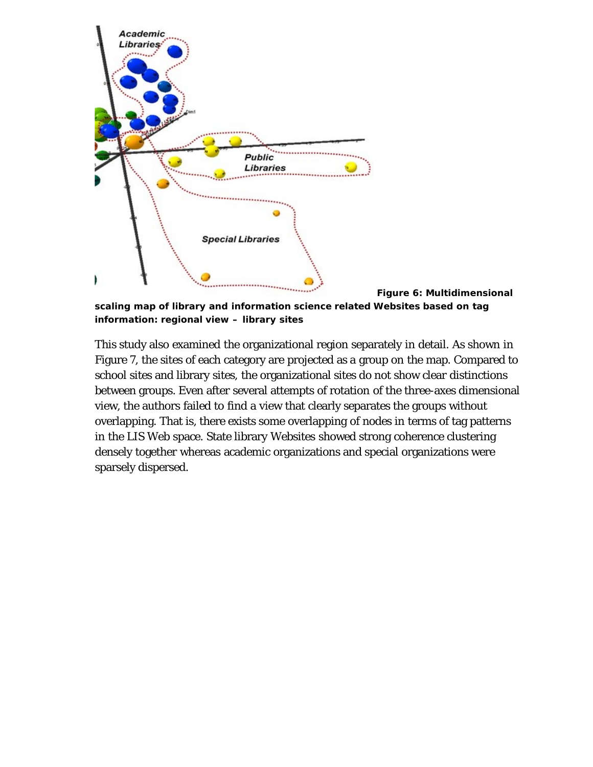**Figure 6: Multidimensional scaling map of library and information science related Websites based on tag information: regional view – library sites**

This study also examined the organizational region separately in detail. As shown in Figure 7, the sites of each category are projected as a group on the map. Compared to school sites and library sites, the organizational sites do not show clear distinctions between groups. Even after several attempts of rotation of the three-axes dimensional view, the authors failed to find a view that clearly separates the groups without overlapping. That is, there exists some overlapping of nodes in terms of tag patterns in the LIS Web space. State library Websites showed strong coherence clustering densely together whereas academic organizations and special organizations were sparsely dispersed.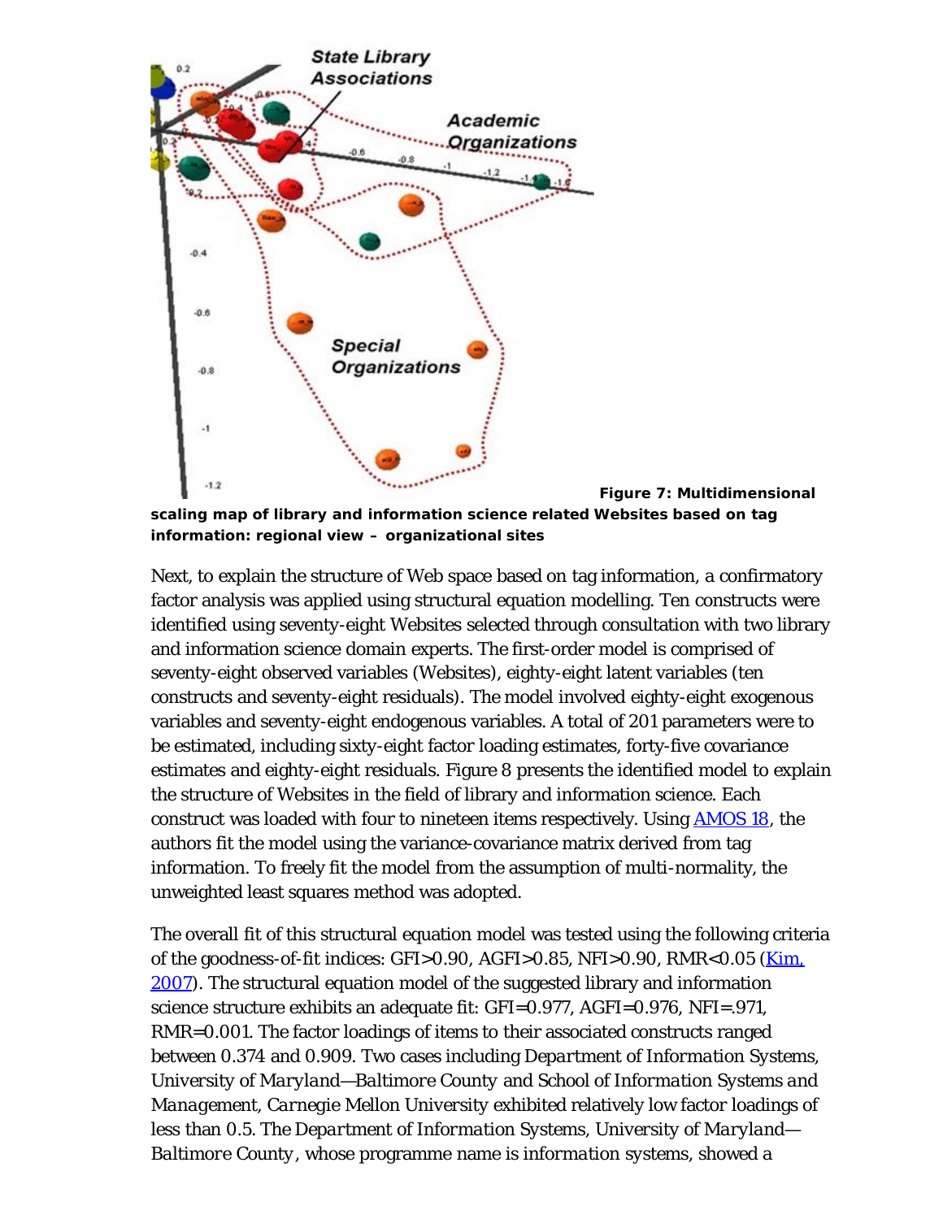**Figure 7: Multidimensional scaling map of library and information science related Websites based on tag information: regional view – organizational sites**

Next, to explain the structure of Web space based on tag information, a confirmatory factor analysis was applied using structural equation modelling. Ten constructs were identified using seventy-eight Websites selected through consultation with two library and information science domain experts. The first-order model is comprised of seventy-eight observed variables (Websites), eighty-eight latent variables (ten constructs and seventy-eight residuals). The model involved eighty-eight exogenous variables and seventy-eight endogenous variables. A total of 201 parameters were to be estimated, including sixty-eight factor loading estimates, forty-five covariance estimates and eighty-eight residuals. Figure 8 presents the identified model to explain the structure of Websites in the field of library and information science. Each construct was loaded with four to nineteen items respectively. Using [AMOS 18](), the authors fit the model using the variance-covariance matrix derived from tag information. To freely fit the model from the assumption of multi-normality, the unweighted least squares method was adopted.

The overall fit of this structural equation model was tested using the following criteria of the goodness-of-fit indices: GFI>0.90, AGFI>0.85, NFI>0.90, RMR<0.05 ([Kim, 2007]()). The structural equation model of the suggested library and information science structure exhibits an adequate fit: GFI=0.977, AGFI=0.976, NFI=.971, RMR=0.001. The factor loadings of items to their associated constructs ranged between 0.374 and 0.909. Two cases including *Department of Information Systems, University of Maryland—Baltimore County* and *School of Information Systems and Management, Carnegie Mellon University* exhibited relatively low factor loadings of less than 0.5. The *Department of Information Systems, University of Maryland—Baltimore County*, whose programme name is *information systems*, showed a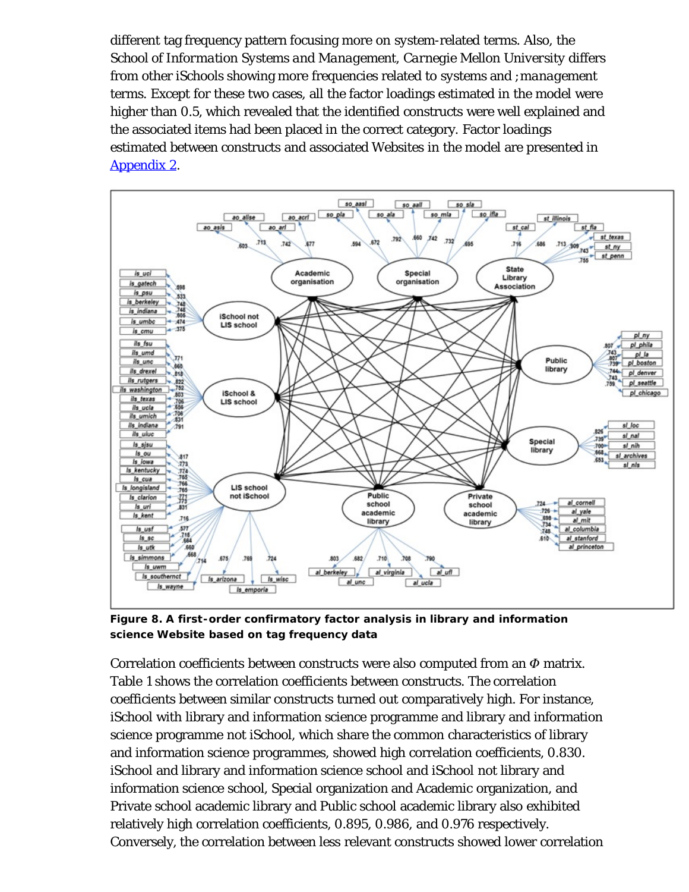different tag frequency pattern focusing more on system-related terms. Also, the School of Information Systems and Management, Carnegie Mellon University differs from other iSchools showing more frequencies related to systems and ;management terms. Except for these two cases, all the factor loadings estimated in the model were higher than 0.5, which revealed that the identified constructs were well explained and the associated items had been placed in the correct category. Factor loadings estimated between constructs and associated Websites in the model are presented in [Appendix 2](#).

**Figure 8. A first-order confirmatory factor analysis in library and information science Website based on tag frequency data**

Correlation coefficients between constructs were also computed from an $\Phi$ matrix. Table 1 shows the correlation coefficients between constructs. The correlation coefficients between similar constructs turned out comparatively high. For instance, iSchool with library and information science programme and library and information science programme not iSchool, which share the common characteristics of library and information science programmes, showed high correlation coefficients, 0.830. iSchool and library and information science school and iSchool not library and information science school, Special organization and Academic organization, and Private school academic library and Public school academic library also exhibited relatively high correlation coefficients, 0.895, 0.986, and 0.976 respectively. Conversely, the correlation between less relevant constructs showed lower correlation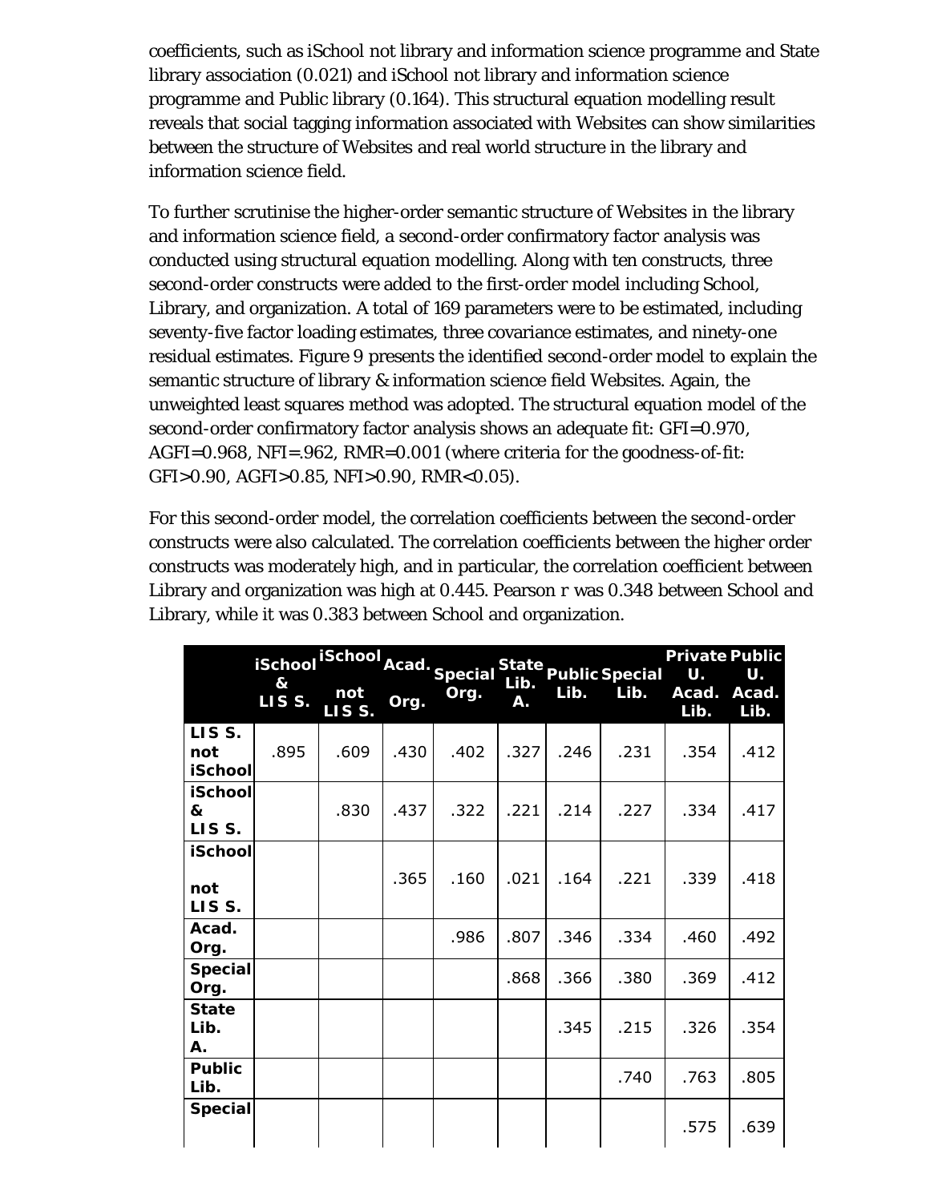coefficients, such as iSchool not library and information science programme and State library association (0.021) and iSchool not library and information science programme and Public library (0.164). This structural equation modelling result reveals that social tagging information associated with Websites can show similarities between the structure of Websites and real world structure in the library and information science field.

To further scrutinise the higher-order semantic structure of Websites in the library and information science field, a second-order confirmatory factor analysis was conducted using structural equation modelling. Along with ten constructs, three second-order constructs were added to the first-order model including School, Library, and organization. A total of 169 parameters were to be estimated, including seventy-five factor loading estimates, three covariance estimates, and ninety-one residual estimates. Figure 9 presents the identified second-order model to explain the semantic structure of library & information science field Websites. Again, the unweighted least squares method was adopted. The structural equation model of the second-order confirmatory factor analysis shows an adequate fit: GFI=0.970, AGFI=0.968, NFI=.962, RMR=0.001 (where criteria for the goodness-of-fit: GFI>0.90, AGFI>0.85, NFI>0.90, RMR<0.05).

For this second-order model, the correlation coefficients between the second-order constructs were also calculated. The correlation coefficients between the higher order constructs was moderately high, and in particular, the correlation coefficient between Library and organization was high at 0.445. Pearson $r$ was 0.348 between School and Library, while it was 0.383 between School and organization.

| | iSchool & LIS S. | iSchool not LIS S. | Acad. Org. | Special Org. | State Lib. A. | Public Lib. | Special Lib. | Private U. Acad. Lib. | Public U. Acad. Lib. |
|---|---|---|---|---|---|---|---|---|---|
| LIS S. not iSchool | .895 | .609 | .430 | .402 | .327 | .246 | .231 | .354 | .412 |
| iSchool & LIS S. | | .830 | .437 | .322 | .221 | .214 | .227 | .334 | .417 |
| iSchool not LIS S. | | | .365 | .160 | .021 | .164 | .221 | .339 | .418 |
| Acad. Org. | | | | .986 | .807 | .346 | .334 | .460 | .492 |
| Special Org. | | | | | .868 | .366 | .380 | .369 | .412 |
| State Lib. A. | | | | | | .345 | .215 | .326 | .354 |
| Public Lib. | | | | | | | .740 | .763 | .805 |
| Special | | | | | | | | .575 | .639 |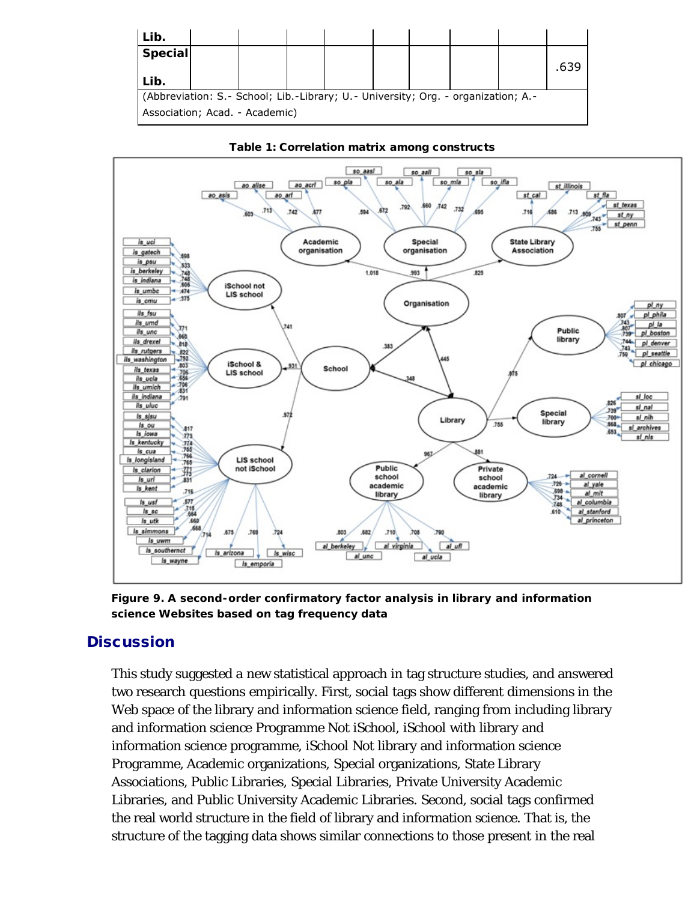| Lib. | | | | | | | | | |
|---|---|---|---|---|---|---|---|---|---|
| Special Lib. | | | | | | | | | .639 |
| (Abbreviation: S.- School; Lib.-Library; U.- University; Org. - organization; A.- Association; Acad. - Academic) | | | | | | | | | |

**Table 1: Correlation matrix among constructs**

**Figure 9. A second-order confirmatory factor analysis in library and information science Websites based on tag frequency data**

## Discussion

This study suggested a new statistical approach in tag structure studies, and answered two research questions empirically. First, social tags show different dimensions in the Web space of the library and information science field, ranging from including library and information science Programme Not iSchool, iSchool with library and information science programme, iSchool Not library and information science Programme, Academic organizations, Special organizations, State Library Associations, Public Libraries, Special Libraries, Private University Academic Libraries, and Public University Academic Libraries. Second, social tags confirmed the real world structure in the field of library and information science. That is, the structure of the tagging data shows similar connections to those present in the real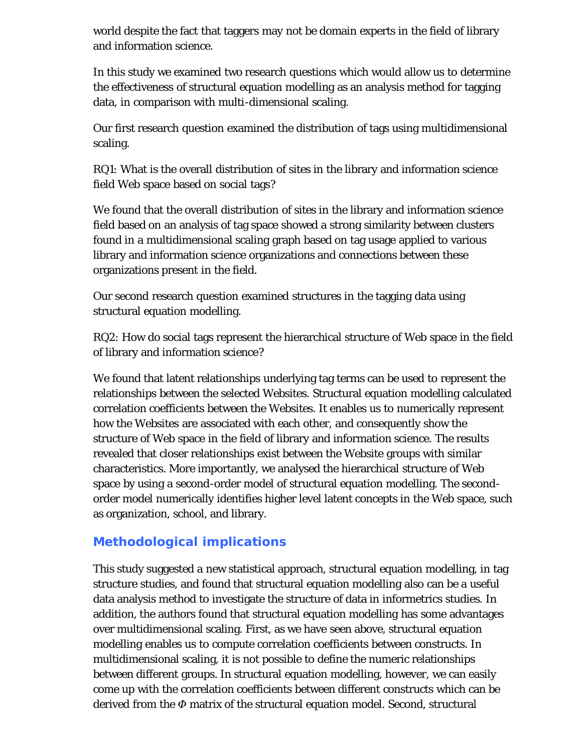world despite the fact that taggers may not be domain experts in the field of library and information science.

In this study we examined two research questions which would allow us to determine the effectiveness of structural equation modelling as an analysis method for tagging data, in comparison with multi-dimensional scaling.

Our first research question examined the distribution of tags using multidimensional scaling.

RQ1: What is the overall distribution of sites in the library and information science field Web space based on social tags?

We found that the overall distribution of sites in the library and information science field based on an analysis of tag space showed a strong similarity between clusters found in a multidimensional scaling graph based on tag usage applied to various library and information science organizations and connections between these organizations present in the field.

Our second research question examined structures in the tagging data using structural equation modelling.

RQ2: How do social tags represent the hierarchical structure of Web space in the field of library and information science?

We found that latent relationships underlying tag terms can be used to represent the relationships between the selected Websites. Structural equation modelling calculated correlation coefficients between the Websites. It enables us to numerically represent how the Websites are associated with each other, and consequently show the structure of Web space in the field of library and information science. The results revealed that closer relationships exist between the Website groups with similar characteristics. More importantly, we analysed the hierarchical structure of Web space by using a second-order model of structural equation modelling. The second-order model numerically identifies higher level latent concepts in the Web space, such as organization, school, and library.

## Methodological implications

This study suggested a new statistical approach, structural equation modelling, in tag structure studies, and found that structural equation modelling also can be a useful data analysis method to investigate the structure of data in informetrics studies. In addition, the authors found that structural equation modelling has some advantages over multidimensional scaling. First, as we have seen above, structural equation modelling enables us to compute correlation coefficients between constructs. In multidimensional scaling, it is not possible to define the numeric relationships between different groups. In structural equation modelling, however, we can easily come up with the correlation coefficients between different constructs which can be derived from the $\Phi$ matrix of the structural equation model. Second, structural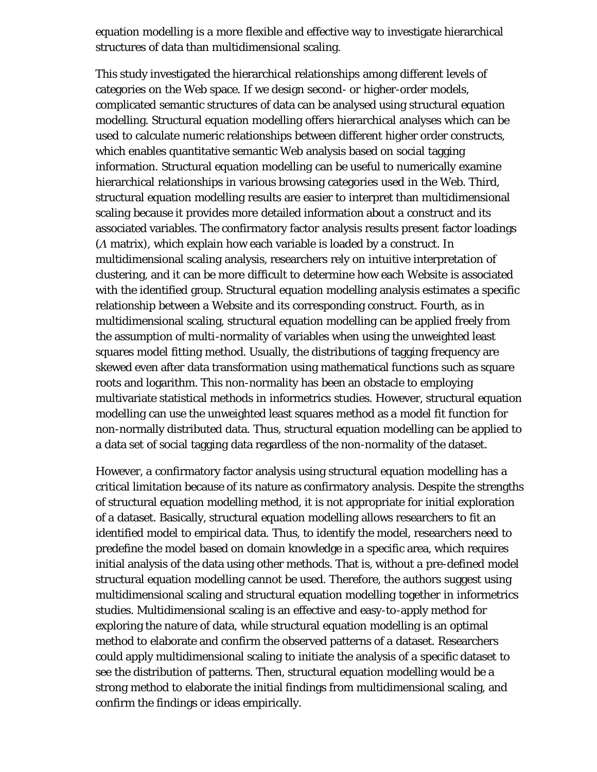equation modelling is a more flexible and effective way to investigate hierarchical structures of data than multidimensional scaling.

This study investigated the hierarchical relationships among different levels of categories on the Web space. If we design second- or higher-order models, complicated semantic structures of data can be analysed using structural equation modelling. Structural equation modelling offers hierarchical analyses which can be used to calculate numeric relationships between different higher order constructs, which enables quantitative semantic Web analysis based on social tagging information. Structural equation modelling can be useful to numerically examine hierarchical relationships in various browsing categories used in the Web. Third, structural equation modelling results are easier to interpret than multidimensional scaling because it provides more detailed information about a construct and its associated variables. The confirmatory factor analysis results present factor loadings ($\Lambda$ matrix), which explain how each variable is loaded by a construct. In multidimensional scaling analysis, researchers rely on intuitive interpretation of clustering, and it can be more difficult to determine how each Website is associated with the identified group. Structural equation modelling analysis estimates a specific relationship between a Website and its corresponding construct. Fourth, as in multidimensional scaling, structural equation modelling can be applied freely from the assumption of multi-normality of variables when using the unweighted least squares model fitting method. Usually, the distributions of tagging frequency are skewed even after data transformation using mathematical functions such as square roots and logarithm. This non-normality has been an obstacle to employing multivariate statistical methods in informetrics studies. However, structural equation modelling can use the unweighted least squares method as a model fit function for non-normally distributed data. Thus, structural equation modelling can be applied to a data set of social tagging data regardless of the non-normality of the dataset.

However, a confirmatory factor analysis using structural equation modelling has a critical limitation because of its nature as confirmatory analysis. Despite the strengths of structural equation modelling method, it is not appropriate for initial exploration of a dataset. Basically, structural equation modelling allows researchers to fit an identified model to empirical data. Thus, to identify the model, researchers need to predefine the model based on domain knowledge in a specific area, which requires initial analysis of the data using other methods. That is, without a pre-defined model structural equation modelling cannot be used. Therefore, the authors suggest using multidimensional scaling and structural equation modelling together in informetrics studies. Multidimensional scaling is an effective and easy-to-apply method for exploring the nature of data, while structural equation modelling is an optimal method to elaborate and confirm the observed patterns of a dataset. Researchers could apply multidimensional scaling to initiate the analysis of a specific dataset to see the distribution of patterns. Then, structural equation modelling would be a strong method to elaborate the initial findings from multidimensional scaling, and confirm the findings or ideas empirically.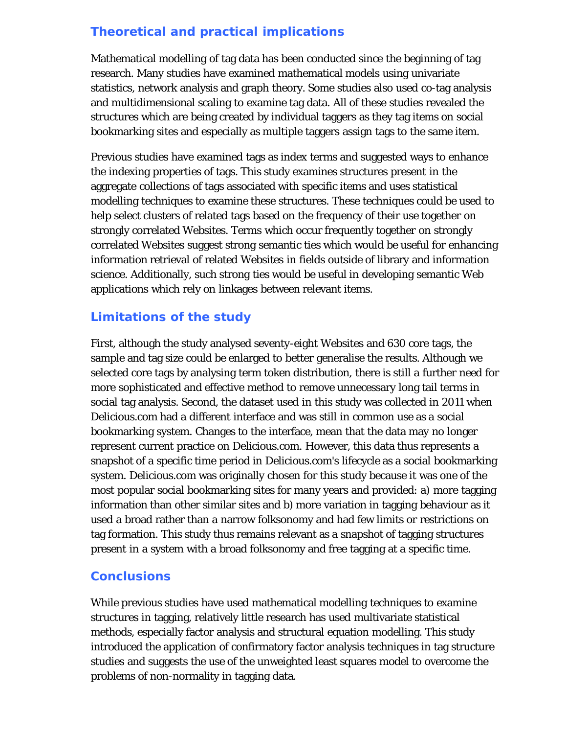## Theoretical and practical implications

Mathematical modelling of tag data has been conducted since the beginning of tag research. Many studies have examined mathematical models using univariate statistics, network analysis and graph theory. Some studies also used co-tag analysis and multidimensional scaling to examine tag data. All of these studies revealed the structures which are being created by individual taggers as they tag items on social bookmarking sites and especially as multiple taggers assign tags to the same item.

Previous studies have examined tags as index terms and suggested ways to enhance the indexing properties of tags. This study examines structures present in the aggregate collections of tags associated with specific items and uses statistical modelling techniques to examine these structures. These techniques could be used to help select clusters of related tags based on the frequency of their use together on strongly correlated Websites. Terms which occur frequently together on strongly correlated Websites suggest strong semantic ties which would be useful for enhancing information retrieval of related Websites in fields outside of library and information science. Additionally, such strong ties would be useful in developing semantic Web applications which rely on linkages between relevant items.

## Limitations of the study

First, although the study analysed seventy-eight Websites and 630 core tags, the sample and tag size could be enlarged to better generalise the results. Although we selected core tags by analysing term token distribution, there is still a further need for more sophisticated and effective method to remove unnecessary long tail terms in social tag analysis. Second, the dataset used in this study was collected in 2011 when Delicious.com had a different interface and was still in common use as a social bookmarking system. Changes to the interface, mean that the data may no longer represent current practice on Delicious.com. However, this data thus represents a snapshot of a specific time period in Delicious.com's lifecycle as a social bookmarking system. Delicious.com was originally chosen for this study because it was one of the most popular social bookmarking sites for many years and provided: a) more tagging information than other similar sites and b) more variation in tagging behaviour as it used a broad rather than a narrow folksonomy and had few limits or restrictions on tag formation. This study thus remains relevant as a snapshot of tagging structures present in a system with a broad folksonomy and free tagging at a specific time.

## Conclusions

While previous studies have used mathematical modelling techniques to examine structures in tagging, relatively little research has used multivariate statistical methods, especially factor analysis and structural equation modelling. This study introduced the application of confirmatory factor analysis techniques in tag structure studies and suggests the use of the unweighted least squares model to overcome the problems of non-normality in tagging data.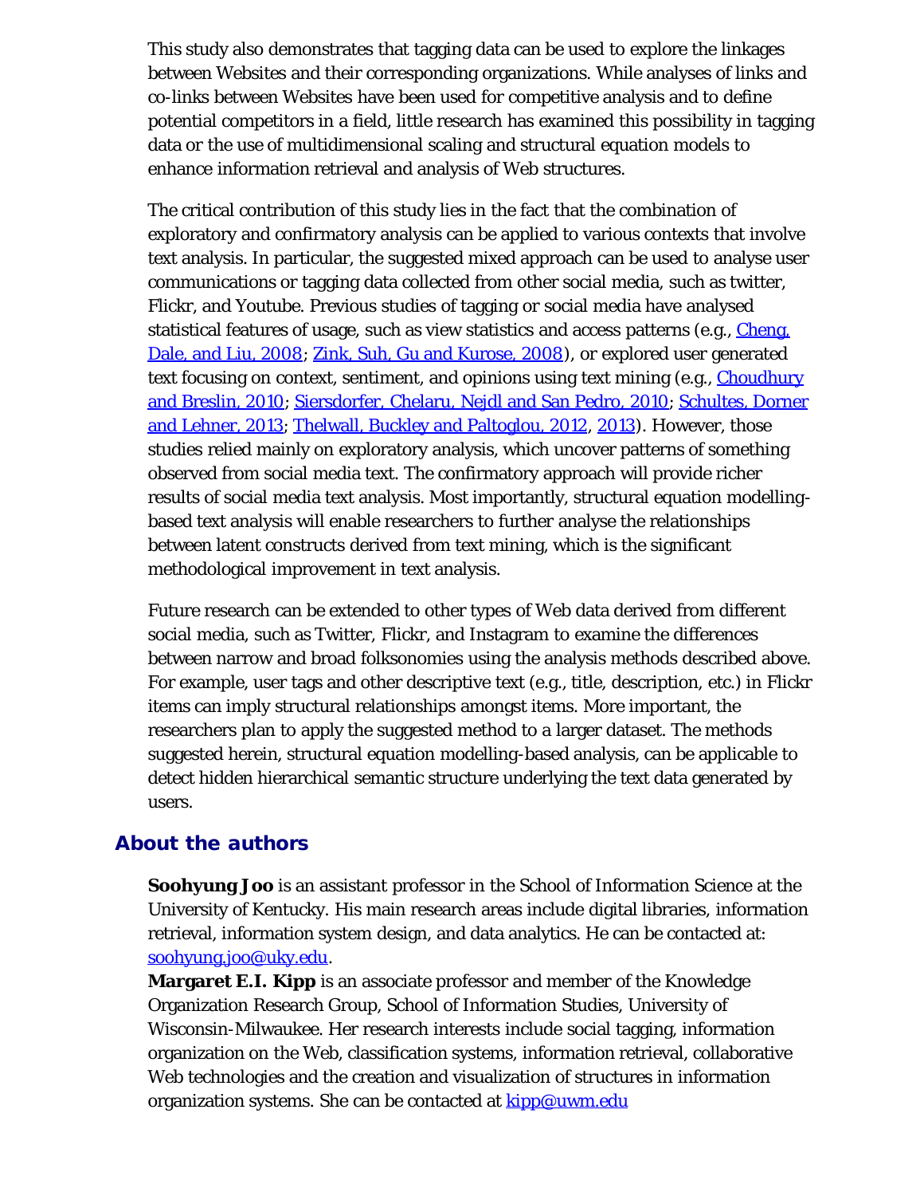This study also demonstrates that tagging data can be used to explore the linkages between Websites and their corresponding organizations. While analyses of links and co-links between Websites have been used for competitive analysis and to define potential competitors in a field, little research has examined this possibility in tagging data or the use of multidimensional scaling and structural equation models to enhance information retrieval and analysis of Web structures.

The critical contribution of this study lies in the fact that the combination of exploratory and confirmatory analysis can be applied to various contexts that involve text analysis. In particular, the suggested mixed approach can be used to analyse user communications or tagging data collected from other social media, such as twitter, Flickr, and Youtube. Previous studies of tagging or social media have analysed statistical features of usage, such as view statistics and access patterns (e.g., Cheng, Dale, and Liu, 2008; Zink, Suh, Gu and Kurose, 2008), or explored user generated text focusing on context, sentiment, and opinions using text mining (e.g., Choudhury and Breslin, 2010; Siersdorfer, Chelaru, Nejdl and San Pedro, 2010; Schultes, Dorner and Lehner, 2013; Thelwall, Buckley and Paltoglou, 2012, 2013). However, those studies relied mainly on exploratory analysis, which uncover patterns of something observed from social media text. The confirmatory approach will provide richer results of social media text analysis. Most importantly, structural equation modelling-based text analysis will enable researchers to further analyse the relationships between latent constructs derived from text mining, which is the significant methodological improvement in text analysis.

Future research can be extended to other types of Web data derived from different social media, such as Twitter, Flickr, and Instagram to examine the differences between narrow and broad folksonomies using the analysis methods described above. For example, user tags and other descriptive text (e.g., title, description, etc.) in Flickr items can imply structural relationships amongst items. More important, the researchers plan to apply the suggested method to a larger dataset. The methods suggested herein, structural equation modelling-based analysis, can be applicable to detect hidden hierarchical semantic structure underlying the text data generated by users.

## About the authors

**Soohyung Joo** is an assistant professor in the School of Information Science at the University of Kentucky. His main research areas include digital libraries, information retrieval, information system design, and data analytics. He can be contacted at: soohyung.joo@uky.edu.

**Margaret E.I. Kipp** is an associate professor and member of the Knowledge Organization Research Group, School of Information Studies, University of Wisconsin-Milwaukee. Her research interests include social tagging, information organization on the Web, classification systems, information retrieval, collaborative Web technologies and the creation and visualization of structures in information organization systems. She can be contacted at kipp@uwm.edu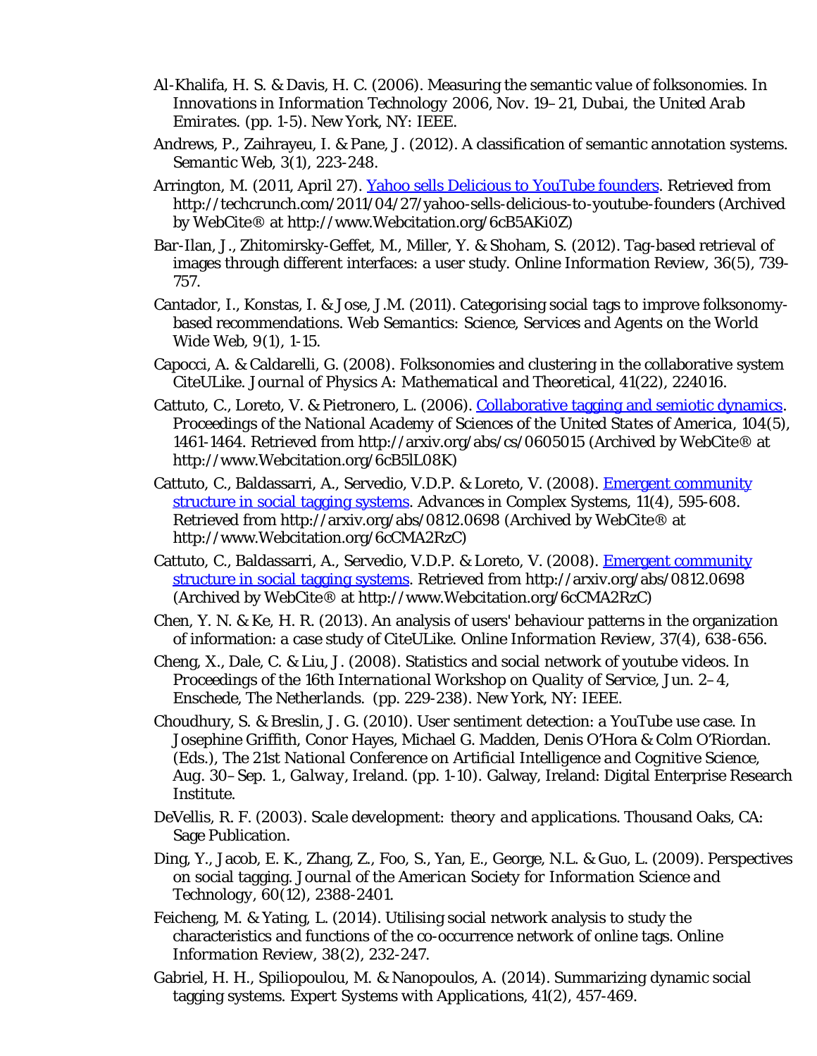Al-Khalifa, H. S. & Davis, H. C. (2006). Measuring the semantic value of folksonomies. In *Innovations in Information Technology 2006, Nov. 19–21, Dubai, the United Arab Emirates*. (pp. 1-5). New York, NY: IEEE.

Andrews, P., Zaihrayeu, I. & Pane, J. (2012). A classification of semantic annotation systems. *Semantic Web, 3*(1), 223-248.

Arrington, M. (2011, April 27). [Yahoo sells Delicious to YouTube founders](http://techcrunch.com/2011/04/27/yahoo-sells-delicious-to-youtube-founders). Retrieved from http://techcrunch.com/2011/04/27/yahoo-sells-delicious-to-youtube-founders (Archived by WebCite® at http://www.Webcitation.org/6cB5AKi0Z)

Bar-Ilan, J., Zhitomirsky-Geffet, M., Miller, Y. & Shoham, S. (2012). Tag-based retrieval of images through different interfaces: a user study. *Online Information Review, 36*(5), 739-757.

Cantador, I., Konstas, I. & Jose, J.M. (2011). Categorising social tags to improve folksonomy-based recommendations. *Web Semantics: Science, Services and Agents on the World Wide Web, 9*(1), 1-15.

Capocci, A. & Caldarelli, G. (2008). Folksonomies and clustering in the collaborative system CiteULike. *Journal of Physics A: Mathematical and Theoretical, 41*(22), 224016.

Cattuto, C., Loreto, V. & Pietronero, L. (2006). [Collaborative tagging and semiotic dynamics](http://arxiv.org/abs/cs/0605015). *Proceedings of the National Academy of Sciences of the United States of America, 104*(5), 1461-1464. Retrieved from http://arxiv.org/abs/cs/0605015 (Archived by WebCite® at http://www.Webcitation.org/6cB5lL08K)

Cattuto, C., Baldassarri, A., Servedio, V.D.P. & Loreto, V. (2008). [Emergent community structure in social tagging systems](http://arxiv.org/abs/0812.0698). *Advances in Complex Systems, 11*(4), 595-608. Retrieved from http://arxiv.org/abs/0812.0698 (Archived by WebCite® at http://www.Webcitation.org/6cCMA2RzC)

Cattuto, C., Baldassarri, A., Servedio, V.D.P. & Loreto, V. (2008). [Emergent community structure in social tagging systems](http://arxiv.org/abs/0812.0698). Retrieved from http://arxiv.org/abs/0812.0698 (Archived by WebCite® at http://www.Webcitation.org/6cCMA2RzC)

Chen, Y. N. & Ke, H. R. (2013). An analysis of users' behaviour patterns in the organization of information: a case study of CiteULike. *Online Information Review, 37*(4), 638-656.

Cheng, X., Dale, C. & Liu, J. (2008). Statistics and social network of youtube videos. In *Proceedings of the 16th International Workshop on Quality of Service, Jun. 2–4, Enschede, The Netherlands*. (pp. 229-238). New York, NY: IEEE.

Choudhury, S. & Breslin, J. G. (2010). User sentiment detection: a YouTube use case. In Josephine Griffith, Conor Hayes, Michael G. Madden, Denis O'Hora & Colm O'Riordan. (Eds.), *The 21st National Conference on Artificial Intelligence and Cognitive Science, Aug. 30–Sep. 1., Galway, Ireland*. (pp. 1-10). Galway, Ireland: Digital Enterprise Research Institute.

DeVellis, R. F. (2003). *Scale development: theory and applications*. Thousand Oaks, CA: Sage Publication.

Ding, Y., Jacob, E. K., Zhang, Z., Foo, S., Yan, E., George, N.L. & Guo, L. (2009). Perspectives on social tagging. *Journal of the American Society for Information Science and Technology, 60*(12), 2388-2401.

Feicheng, M. & Yating, L. (2014). Utilising social network analysis to study the characteristics and functions of the co-occurrence network of online tags. *Online Information Review, 38*(2), 232-247.

Gabriel, H. H., Spiliopoulou, M. & Nanopoulos, A. (2014). Summarizing dynamic social tagging systems. *Expert Systems with Applications, 41*(2), 457-469.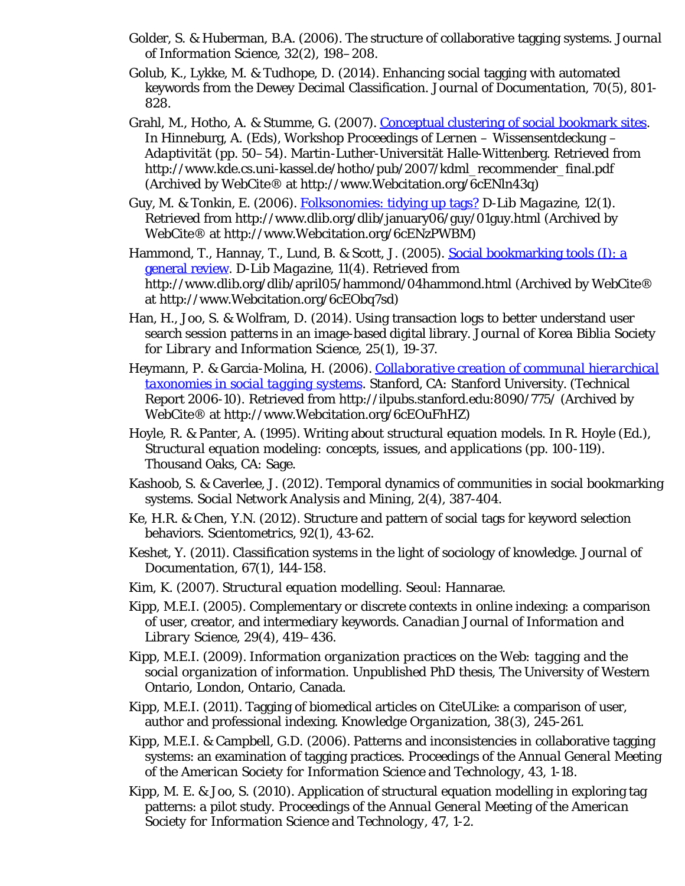Golder, S. & Huberman, B.A. (2006). The structure of collaborative tagging systems. *Journal of Information Science*, 32(2), 198–208.

Golub, K., Lykke, M. & Tudhope, D. (2014). Enhancing social tagging with automated keywords from the Dewey Decimal Classification. *Journal of Documentation*, 70(5), 801-828.

Grahl, M., Hotho, A. & Stumme, G. (2007). Conceptual clustering of social bookmark sites. In Hinneburg, A. (Eds), *Workshop Proceedings of Lernen – Wissensentdeckung – Adaptivität* (pp. 50–54). Martin-Luther-Universität Halle-Wittenberg. Retrieved from http://www.kde.cs.uni-kassel.de/hotho/pub/2007/kdml_recommender_final.pdf (Archived by WebCite® at http://www.Webcitation.org/6cENln43q)

Guy, M. & Tonkin, E. (2006). Folksonomies: tidying up tags? *D-Lib Magazine*, 12(1). Retrieved from http://www.dlib.org/dlib/january06/guy/01guy.html (Archived by WebCite® at http://www.Webcitation.org/6cENzPWBM)

Hammond, T., Hannay, T., Lund, B. & Scott, J. (2005). Social bookmarking tools (I): a general review. *D-Lib Magazine*, 11(4). Retrieved from http://www.dlib.org/dlib/april05/hammond/04hammond.html (Archived by WebCite® at http://www.Webcitation.org/6cEObq7sd)

Han, H., Joo, S. & Wolfram, D. (2014). Using transaction logs to better understand user search session patterns in an image-based digital library. *Journal of Korea Biblia Society for Library and Information Science*, 25(1), 19-37.

Heymann, P. & Garcia-Molina, H. (2006). *Collaborative creation of communal hierarchical taxonomies in social tagging systems*. Stanford, CA: Stanford University. (Technical Report 2006-10). Retrieved from http://ilpubs.stanford.edu:8090/775/ (Archived by WebCite® at http://www.Webcitation.org/6cEOuFhHZ)

Hoyle, R. & Panter, A. (1995). Writing about structural equation models. In R. Hoyle (Ed.), *Structural equation modeling: concepts, issues, and applications* (pp. 100-119). Thousand Oaks, CA: Sage.

Kashoob, S. & Caverlee, J. (2012). Temporal dynamics of communities in social bookmarking systems. *Social Network Analysis and Mining*, 2(4), 387-404.

Ke, H.R. & Chen, Y.N. (2012). Structure and pattern of social tags for keyword selection behaviors. *Scientometrics*, 92(1), 43-62.

Keshet, Y. (2011). Classification systems in the light of sociology of knowledge. *Journal of Documentation*, 67(1), 144-158.

Kim, K. (2007). *Structural equation modelling*. Seoul: Hannarae.

Kipp, M.E.I. (2005). Complementary or discrete contexts in online indexing: a comparison of user, creator, and intermediary keywords. *Canadian Journal of Information and Library Science*, 29(4), 419–436.

Kipp, M.E.I. (2009). *Information organization practices on the Web: tagging and the social organization of information*. Unpublished PhD thesis, The University of Western Ontario, London, Ontario, Canada.

Kipp, M.E.I. (2011). Tagging of biomedical articles on CiteULike: a comparison of user, author and professional indexing. *Knowledge Organization*, 38(3), 245-261.

Kipp, M.E.I. & Campbell, G.D. (2006). Patterns and inconsistencies in collaborative tagging systems: an examination of tagging practices. *Proceedings of the Annual General Meeting of the American Society for Information Science and Technology*, 43, 1-18.

Kipp, M. E. & Joo, S. (2010). Application of structural equation modelling in exploring tag patterns: a pilot study. *Proceedings of the Annual General Meeting of the American Society for Information Science and Technology*, 47, 1-2.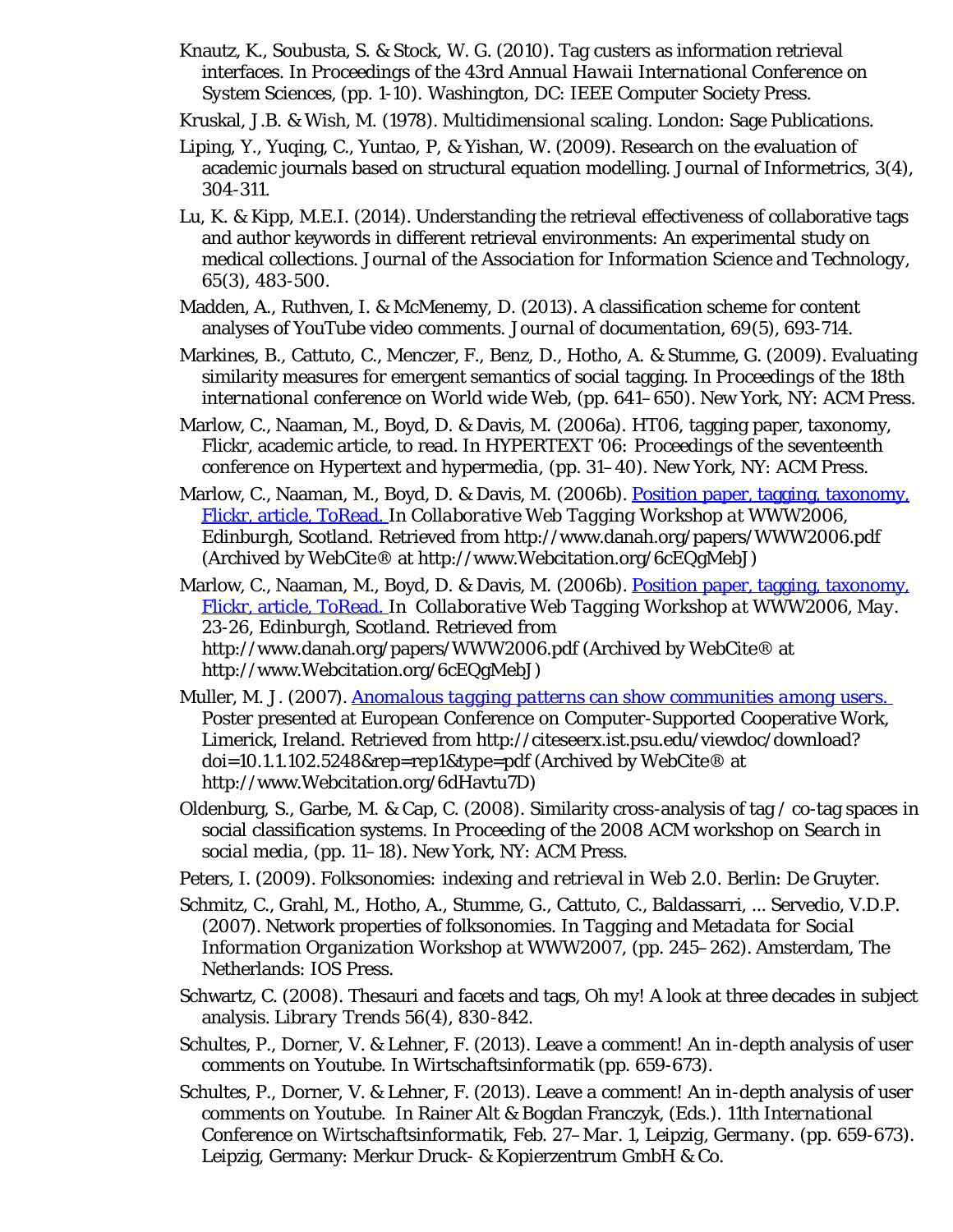Knautz, K., Soubusta, S. & Stock, W. G. (2010). Tag custers as information retrieval interfaces. In *Proceedings of the 43rd Annual Hawaii International Conference on System Sciences*, (pp. 1-10). Washington, DC: IEEE Computer Society Press.

Kruskal, J.B. & Wish, M. (1978). *Multidimensional scaling*. London: Sage Publications.

Liping, Y., Yuqing, C., Yuntao, P, & Yishan, W. (2009). Research on the evaluation of academic journals based on structural equation modelling. *Journal of Informetrics*, 3(4), 304-311.

Lu, K. & Kipp, M.E.I. (2014). Understanding the retrieval effectiveness of collaborative tags and author keywords in different retrieval environments: An experimental study on medical collections. *Journal of the Association for Information Science and Technology*, 65(3), 483-500.

Madden, A., Ruthven, I. & McMenemy, D. (2013). A classification scheme for content analyses of YouTube video comments. *Journal of documentation*, 69(5), 693-714.

Markines, B., Cattuto, C., Menczer, F., Benz, D., Hotho, A. & Stumme, G. (2009). Evaluating similarity measures for emergent semantics of social tagging. In *Proceedings of the 18th international conference on World wide Web*, (pp. 641–650). New York, NY: ACM Press.

Marlow, C., Naaman, M., Boyd, D. & Davis, M. (2006a). HT06, tagging paper, taxonomy, Flickr, academic article, to read. In *HYPERTEXT '06: Proceedings of the seventeenth conference on Hypertext and hypermedia*, (pp. 31–40). New York, NY: ACM Press.

Marlow, C., Naaman, M., Boyd, D. & Davis, M. (2006b). Position paper, tagging, taxonomy, Flickr, article, ToRead. In *Collaborative Web Tagging Workshop at WWW2006, Edinburgh, Scotland*. Retrieved from http://www.danah.org/papers/WWW2006.pdf (Archived by WebCite® at http://www.Webcitation.org/6cEQgMebJ)

Marlow, C., Naaman, M., Boyd, D. & Davis, M. (2006b). Position paper, tagging, taxonomy, Flickr, article, ToRead. In *Collaborative Web Tagging Workshop at WWW2006, May. 23-26, Edinburgh, Scotland*. Retrieved from http://www.danah.org/papers/WWW2006.pdf (Archived by WebCite® at http://www.Webcitation.org/6cEQgMebJ)

Muller, M. J. (2007). *Anomalous tagging patterns can show communities among users.* Poster presented at European Conference on Computer-Supported Cooperative Work, Limerick, Ireland. Retrieved from http://citeseerx.ist.psu.edu/viewdoc/download?doi=10.1.1.102.5248&rep=rep1&type=pdf (Archived by WebCite® at http://www.Webcitation.org/6dHavtu7D)

Oldenburg, S., Garbe, M. & Cap, C. (2008). Similarity cross-analysis of tag / co-tag spaces in social classification systems. In *Proceeding of the 2008 ACM workshop on Search in social media*, (pp. 11–18). New York, NY: ACM Press.

Peters, I. (2009). *Folksonomies: indexing and retrieval in Web 2.0*. Berlin: De Gruyter.

Schmitz, C., Grahl, M., Hotho, A., Stumme, G., Cattuto, C., Baldassarri, ... Servedio, V.D.P. (2007). Network properties of folksonomies. In *Tagging and Metadata for Social Information Organization Workshop at WWW2007*, (pp. 245–262). Amsterdam, The Netherlands: IOS Press.

Schwartz, C. (2008). Thesauri and facets and tags, Oh my! A look at three decades in subject analysis. *Library Trends* 56(4), 830-842.

Schultes, P., Dorner, V. & Lehner, F. (2013). Leave a comment! An in-depth analysis of user comments on Youtube. In *Wirtschaftsinformatik* (pp. 659-673).

Schultes, P., Dorner, V. & Lehner, F. (2013). Leave a comment! An in-depth analysis of user comments on Youtube. In Rainer Alt & Bogdan Franczyk, (Eds.). *11th International Conference on Wirtschaftsinformatik, Feb. 27–Mar. 1, Leipzig, Germany*. (pp. 659-673). Leipzig, Germany: Merkur Druck- & Kopierzentrum GmbH & Co.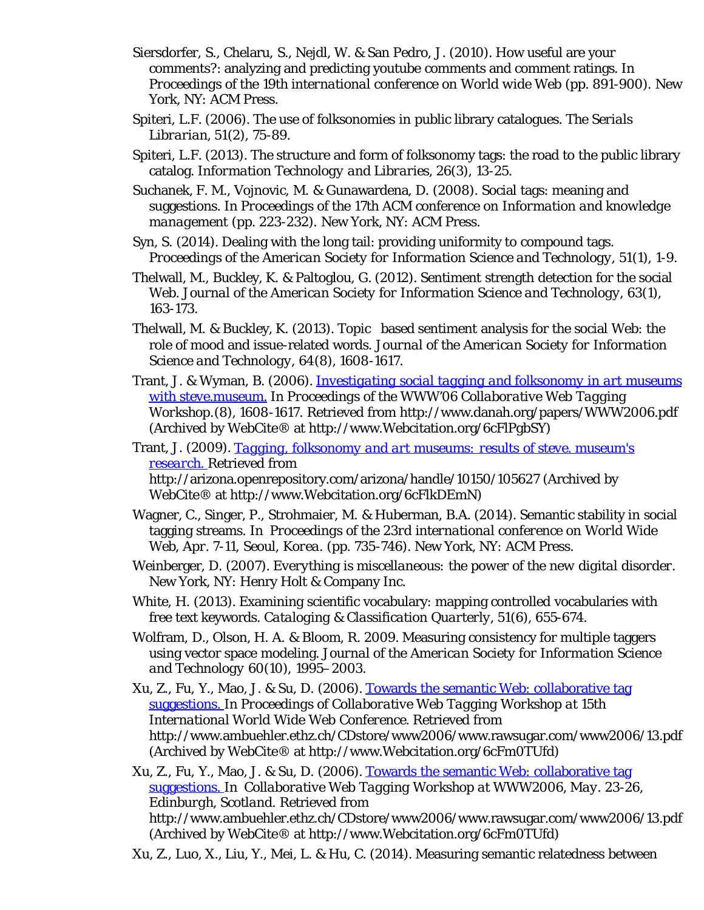Siersdorfer, S., Chelaru, S., Nejdl, W. & San Pedro, J. (2010). How useful are your comments?: analyzing and predicting youtube comments and comment ratings. In *Proceedings of the 19th international conference on World wide Web* (pp. 891-900). New York, NY: ACM Press.

Spiteri, L.F. (2006). The use of folksonomies in public library catalogues. *The Serials Librarian*, 51(2), 75-89.

Spiteri, L.F. (2013). The structure and form of folksonomy tags: the road to the public library catalog. *Information Technology and Libraries*, 26(3), 13-25.

Suchanek, F. M., Vojnovic, M. & Gunawardena, D. (2008). Social tags: meaning and suggestions. In *Proceedings of the 17th ACM conference on Information and knowledge management* (pp. 223-232). New York, NY: ACM Press.

Syn, S. (2014). Dealing with the long tail: providing uniformity to compound tags. *Proceedings of the American Society for Information Science and Technology*, 51(1), 1-9.

Thelwall, M., Buckley, K. & Paltoglou, G. (2012). Sentiment strength detection for the social Web. *Journal of the American Society for Information Science and Technology*, 63(1), 163-173.

Thelwall, M. & Buckley, K. (2013). Topic based sentiment analysis for the social Web: the role of mood and issue-related words. *Journal of the American Society for Information Science and Technology*, 64(8), 1608-1617.

Trant, J. & Wyman, B. (2006). [Investigating social tagging and folksonomy in art museums with steve.museum.]() In *Proceedings of the WWW'06 Collaborative Web Tagging Workshop*.(8), 1608-1617. Retrieved from http://www.danah.org/papers/WWW2006.pdf (Archived by WebCite® at http://www.Webcitation.org/6cFlPgbSY)

Trant, J. (2009). [*Tagging, folksonomy and art museums: results of steve. museum's research.*]() Retrieved from http://arizona.openrepository.com/arizona/handle/10150/105627 (Archived by WebCite® at http://www.Webcitation.org/6cFlkDEmN)

Wagner, C., Singer, P., Strohmaier, M. & Huberman, B.A. (2014). Semantic stability in social tagging streams. In *Proceedings of the 23rd international conference on World Wide Web, Apr. 7-11, Seoul, Korea.* (pp. 735-746). New York, NY: ACM Press.

Weinberger, D. (2007). *Everything is miscellaneous: the power of the new digital disorder.* New York, NY: Henry Holt & Company Inc.

White, H. (2013). Examining scientific vocabulary: mapping controlled vocabularies with free text keywords. *Cataloging & Classification Quarterly*, 51(6), 655-674.

Wolfram, D., Olson, H. A. & Bloom, R. 2009. Measuring consistency for multiple taggers using vector space modeling. *Journal of the American Society for Information Science and Technology* 60(10), 1995–2003.

Xu, Z., Fu, Y., Mao, J. & Su, D. (2006). [Towards the semantic Web: collaborative tag suggestions.]() In *Proceedings of Collaborative Web Tagging Workshop at 15th International World Wide Web Conference.* Retrieved from http://www.ambuehler.ethz.ch/CDstore/www2006/www.rawsugar.com/www2006/13.pdf (Archived by WebCite® at http://www.Webcitation.org/6cFm0TUfd)

Xu, Z., Fu, Y., Mao, J. & Su, D. (2006). [Towards the semantic Web: collaborative tag suggestions.]() In *Collaborative Web Tagging Workshop at WWW2006, May. 23-26, Edinburgh, Scotland.* Retrieved from http://www.ambuehler.ethz.ch/CDstore/www2006/www.rawsugar.com/www2006/13.pdf (Archived by WebCite® at http://www.Webcitation.org/6cFm0TUfd)

Xu, Z., Luo, X., Liu, Y., Mei, L. & Hu, C. (2014). Measuring semantic relatedness between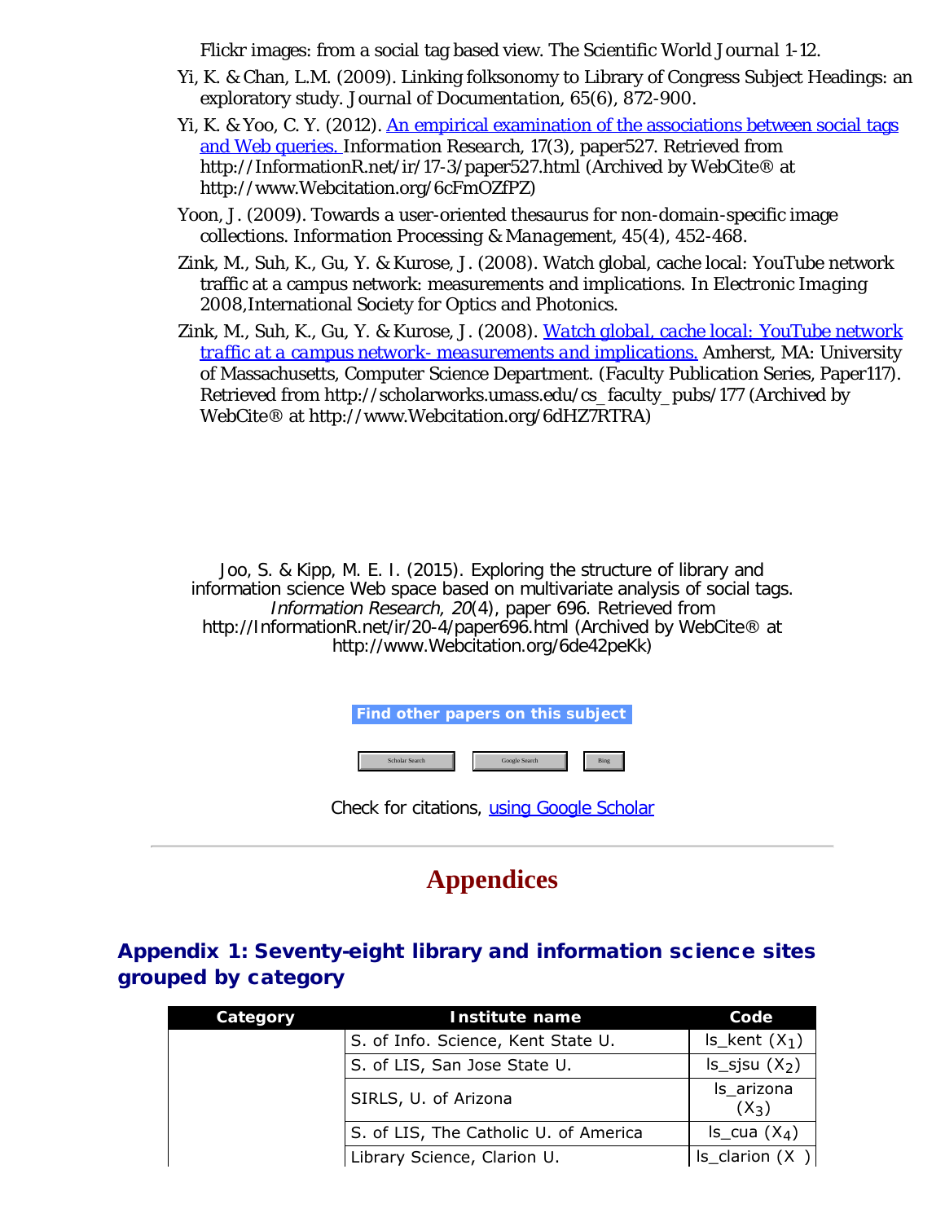Flickr images: from a social tag based view. The Scientific World Journal 1-12.

Yi, K. & Chan, L.M. (2009). Linking folksonomy to Library of Congress Subject Headings: an exploratory study. *Journal of Documentation*, 65(6), 872-900.

Yi, K. & Yoo, C. Y. (2012). [An empirical examination of the associations between social tags and Web queries.](http://InformationR.net/ir/17-3/paper527.html) *Information Research*, 17(3), paper527. Retrieved from http://InformationR.net/ir/17-3/paper527.html (Archived by WebCite® at http://www.Webcitation.org/6cFmOZfPZ)

Yoon, J. (2009). Towards a user-oriented thesaurus for non-domain-specific image collections. *Information Processing & Management*, 45(4), 452-468.

Zink, M., Suh, K., Gu, Y. & Kurose, J. (2008). Watch global, cache local: YouTube network traffic at a campus network: measurements and implications. In Electronic Imaging 2008,International Society for Optics and Photonics.

Zink, M., Suh, K., Gu, Y. & Kurose, J. (2008). *[Watch global, cache local: YouTube network traffic at a campus network- measurements and implications.](http://scholarworks.umass.edu/cs_faculty_pubs/177)* Amherst, MA: University of Massachusetts, Computer Science Department. (Faculty Publication Series, Paper117). Retrieved from http://scholarworks.umass.edu/cs_faculty_pubs/177 (Archived by WebCite® at http://www.Webcitation.org/6dHZ7RTRA)

Joo, S. & Kipp, M. E. I. (2015). Exploring the structure of library and information science Web space based on multivariate analysis of social tags. *Information Research*, *20*(4), paper 696. Retrieved from http://InformationR.net/ir/20-4/paper696.html (Archived by WebCite® at http://www.Webcitation.org/6de42peKk)

**Find other papers on this subject**

Scholar Search | Google Search | Bing

Check for citations, using Google Scholar

---

# Appendices

## Appendix 1: Seventy-eight library and information science sites grouped by category

| Category | Institute name | Code |
|---|---|---|
| | S. of Info. Science, Kent State U. | ls_kent ($X_1$) |
| | S. of LIS, San Jose State U. | ls_sjsu ($X_2$) |
| | SIRLS, U. of Arizona | ls_arizona ($X_3$) |
| | S. of LIS, The Catholic U. of America | ls_cua ($X_4$) |
| | Library Science, Clarion U. | ls_clarion (X ) |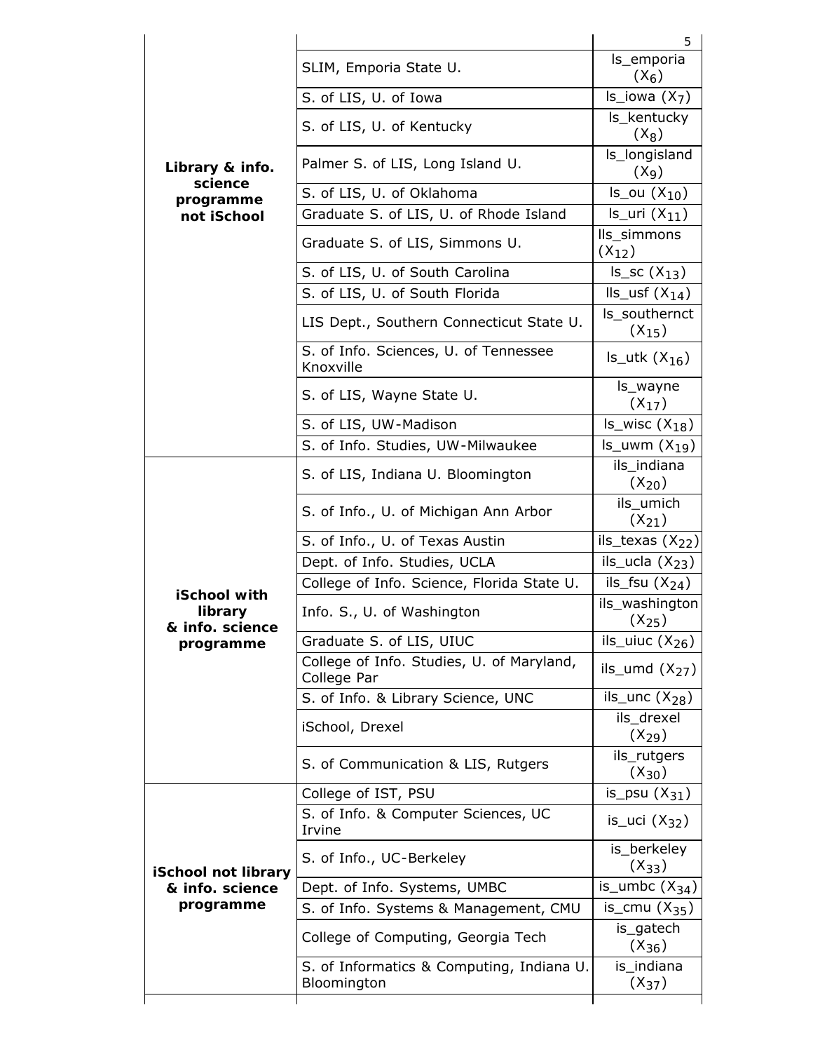| | | 5 |
|---|---|---|
| Library & info. science programme not iSchool | SLIM, Emporia State U. | ls_emporia ($X_6$) |
| | S. of LIS, U. of Iowa | ls_iowa ($X_7$) |
| | S. of LIS, U. of Kentucky | ls_kentucky ($X_8$) |
| | Palmer S. of LIS, Long Island U. | ls_longisland ($X_9$) |
| | S. of LIS, U. of Oklahoma | ls_ou ($X_{10}$) |
| | Graduate S. of LIS, U. of Rhode Island | ls_uri ($X_{11}$) |
| | Graduate S. of LIS, Simmons U. | lls_simmons ($X_{12}$) |
| | S. of LIS, U. of South Carolina | ls_sc ($X_{13}$) |
| | S. of LIS, U. of South Florida | lls_usf ($X_{14}$) |
| | LIS Dept., Southern Connecticut State U. | ls_southernct ($X_{15}$) |
| | S. of Info. Sciences, U. of Tennessee Knoxville | ls_utk ($X_{16}$) |
| | S. of LIS, Wayne State U. | ls_wayne ($X_{17}$) |
| | S. of LIS, UW-Madison | ls_wisc ($X_{18}$) |
| | S. of Info. Studies, UW-Milwaukee | ls_uwm ($X_{19}$) |
| iSchool with library & info. science programme | S. of LIS, Indiana U. Bloomington | ils_indiana ($X_{20}$) |
| | S. of Info., U. of Michigan Ann Arbor | ils_umich ($X_{21}$) |
| | S. of Info., U. of Texas Austin | ils_texas ($X_{22}$) |
| | Dept. of Info. Studies, UCLA | ils_ucla ($X_{23}$) |
| | College of Info. Science, Florida State U. | ils_fsu ($X_{24}$) |
| | Info. S., U. of Washington | ils_washington ($X_{25}$) |
| | Graduate S. of LIS, UIUC | ils_uiuc ($X_{26}$) |
| | College of Info. Studies, U. of Maryland, College Par | ils_umd ($X_{27}$) |
| | S. of Info. & Library Science, UNC | ils_unc ($X_{28}$) |
| | iSchool, Drexel | ils_drexel ($X_{29}$) |
| | S. of Communication & LIS, Rutgers | ils_rutgers ($X_{30}$) |
| iSchool not library & info. science programme | College of IST, PSU | is_psu ($X_{31}$) |
| | S. of Info. & Computer Sciences, UC Irvine | is_uci ($X_{32}$) |
| | S. of Info., UC-Berkeley | is_berkeley ($X_{33}$) |
| | Dept. of Info. Systems, UMBC | is_umbc ($X_{34}$) |
| | S. of Info. Systems & Management, CMU | is_cmu ($X_{35}$) |
| | College of Computing, Georgia Tech | is_gatech ($X_{36}$) |
| | S. of Informatics & Computing, Indiana U. Bloomington | is_indiana ($X_{37}$) |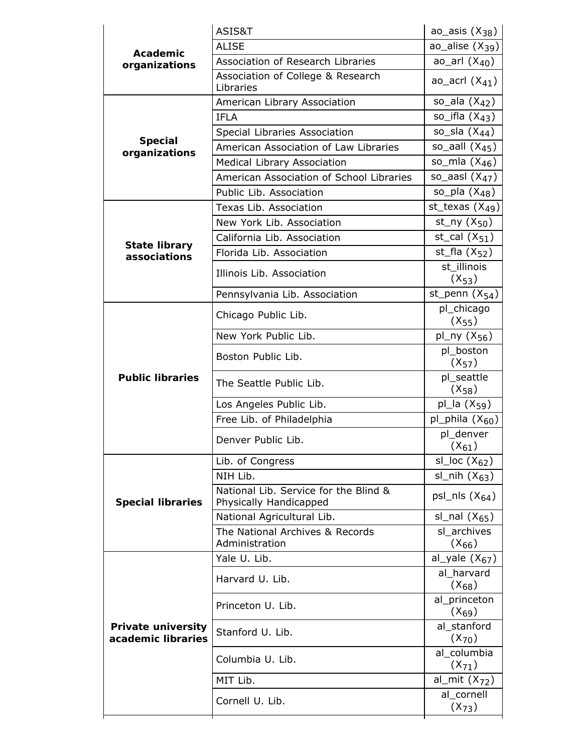| | | |
|---|---|---|
| **Academic organizations** | ASIS&T | ao_asis ($X_{38}$) |
| | ALISE | ao_alise ($X_{39}$) |
| | Association of Research Libraries | ao_arl ($X_{40}$) |
| | Association of College & Research Libraries | ao_acrl ($X_{41}$) |
| **Special organizations** | American Library Association | so_ala ($X_{42}$) |
| | IFLA | so_ifla ($X_{43}$) |
| | Special Libraries Association | so_sla ($X_{44}$) |
| | American Association of Law Libraries | so_aall ($X_{45}$) |
| | Medical Library Association | so_mla ($X_{46}$) |
| | American Association of School Libraries | so_aasl ($X_{47}$) |
| | Public Lib. Association | so_pla ($X_{48}$) |
| **State library associations** | Texas Lib. Association | st_texas ($X_{49}$) |
| | New York Lib. Association | st_ny ($X_{50}$) |
| | California Lib. Association | st_cal ($X_{51}$) |
| | Florida Lib. Association | st_fla ($X_{52}$) |
| | Illinois Lib. Association | st_illinois ($X_{53}$) |
| | Pennsylvania Lib. Association | st_penn ($X_{54}$) |
| **Public libraries** | Chicago Public Lib. | pl_chicago ($X_{55}$) |
| | New York Public Lib. | pl_ny ($X_{56}$) |
| | Boston Public Lib. | pl_boston ($X_{57}$) |
| | The Seattle Public Lib. | pl_seattle ($X_{58}$) |
| | Los Angeles Public Lib. | pl_la ($X_{59}$) |
| | Free Lib. of Philadelphia | pl_phila ($X_{60}$) |
| | Denver Public Lib. | pl_denver ($X_{61}$) |
| **Special libraries** | Lib. of Congress | sl_loc ($X_{62}$) |
| | NIH Lib. | sl_nih ($X_{63}$) |
| | National Lib. Service for the Blind & Physically Handicapped | psl_nls ($X_{64}$) |
| | National Agricultural Lib. | sl_nal ($X_{65}$) |
| | The National Archives & Records Administration | sl_archives ($X_{66}$) |
| **Private university academic libraries** | Yale U. Lib. | al_yale ($X_{67}$) |
| | Harvard U. Lib. | al_harvard ($X_{68}$) |
| | Princeton U. Lib. | al_princeton ($X_{69}$) |
| | Stanford U. Lib. | al_stanford ($X_{70}$) |
| | Columbia U. Lib. | al_columbia ($X_{71}$) |
| | MIT Lib. | al_mit ($X_{72}$) |
| | Cornell U. Lib. | al_cornell ($X_{73}$) |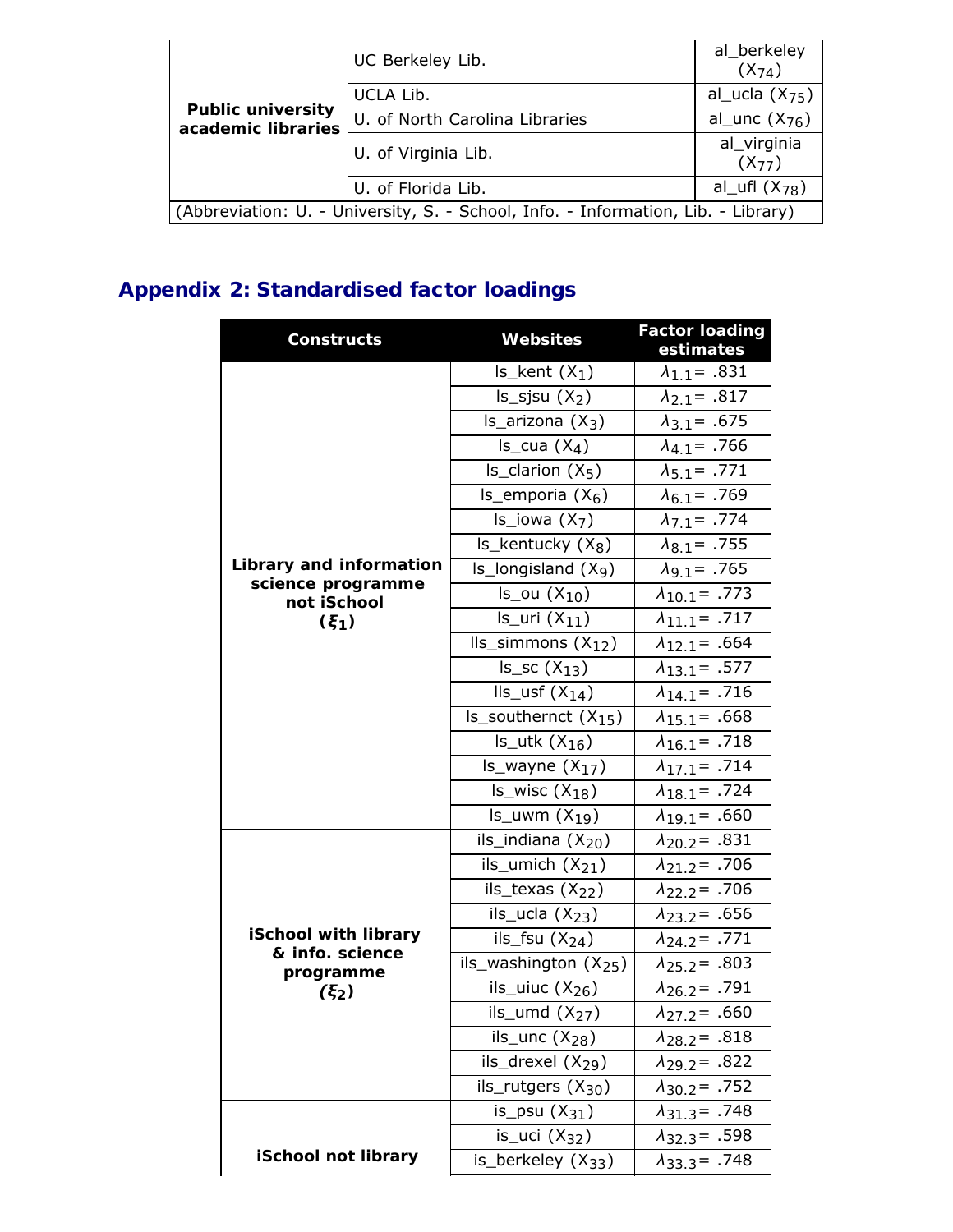| | | |
|---|---|---|
| Public university academic libraries | UC Berkeley Lib. | al_berkeley ($X_{74}$) |
| | UCLA Lib. | al_ucla ($X_{75}$) |
| | U. of North Carolina Libraries | al_unc ($X_{76}$) |
| | U. of Virginia Lib. | al_virginia ($X_{77}$) |
| | U. of Florida Lib. | al_ufl ($X_{78}$) |

(Abbreviation: U. - University, S. - School, Info. - Information, Lib. - Library)

## Appendix 2: Standardised factor loadings

| Constructs | Websites | Factor loading estimates |
|---|---|---|
| **Library and information science programme not iSchool ($\xi_1$)** | ls_kent ($X_1$) | $\lambda_{1.1}$= .831 |
| | ls_sjsu ($X_2$) | $\lambda_{2.1}$= .817 |
| | ls_arizona ($X_3$) | $\lambda_{3.1}$= .675 |
| | ls_cua ($X_4$) | $\lambda_{4.1}$= .766 |
| | ls_clarion ($X_5$) | $\lambda_{5.1}$= .771 |
| | ls_emporia ($X_6$) | $\lambda_{6.1}$= .769 |
| | ls_iowa ($X_7$) | $\lambda_{7.1}$= .774 |
| | ls_kentucky ($X_8$) | $\lambda_{8.1}$= .755 |
| | ls_longisland ($X_9$) | $\lambda_{9.1}$= .765 |
| | ls_ou ($X_{10}$) | $\lambda_{10.1}$= .773 |
| | ls_uri ($X_{11}$) | $\lambda_{11.1}$= .717 |
| | lls_simmons ($X_{12}$) | $\lambda_{12.1}$= .664 |
| | ls_sc ($X_{13}$) | $\lambda_{13.1}$= .577 |
| | lls_usf ($X_{14}$) | $\lambda_{14.1}$= .716 |
| | ls_southernct ($X_{15}$) | $\lambda_{15.1}$= .668 |
| | ls_utk ($X_{16}$) | $\lambda_{16.1}$= .718 |
| | ls_wayne ($X_{17}$) | $\lambda_{17.1}$= .714 |
| | ls_wisc ($X_{18}$) | $\lambda_{18.1}$= .724 |
| | ls_uwm ($X_{19}$) | $\lambda_{19.1}$= .660 |
| **iSchool with library & info. science programme ($\xi_2$)** | ils_indiana ($X_{20}$) | $\lambda_{20.2}$= .831 |
| | ils_umich ($X_{21}$) | $\lambda_{21.2}$= .706 |
| | ils_texas ($X_{22}$) | $\lambda_{22.2}$= .706 |
| | ils_ucla ($X_{23}$) | $\lambda_{23.2}$= .656 |
| | ils_fsu ($X_{24}$) | $\lambda_{24.2}$= .771 |
| | ils_washington ($X_{25}$) | $\lambda_{25.2}$= .803 |
| | ils_uiuc ($X_{26}$) | $\lambda_{26.2}$= .791 |
| | ils_umd ($X_{27}$) | $\lambda_{27.2}$= .660 |
| | ils_unc ($X_{28}$) | $\lambda_{28.2}$= .818 |
| | ils_drexel ($X_{29}$) | $\lambda_{29.2}$= .822 |
| | ils_rutgers ($X_{30}$) | $\lambda_{30.2}$= .752 |
| **iSchool not library** | is_psu ($X_{31}$) | $\lambda_{31.3}$= .748 |
| | is_uci ($X_{32}$) | $\lambda_{32.3}$= .598 |
| | is_berkeley ($X_{33}$) | $\lambda_{33.3}$= .748 |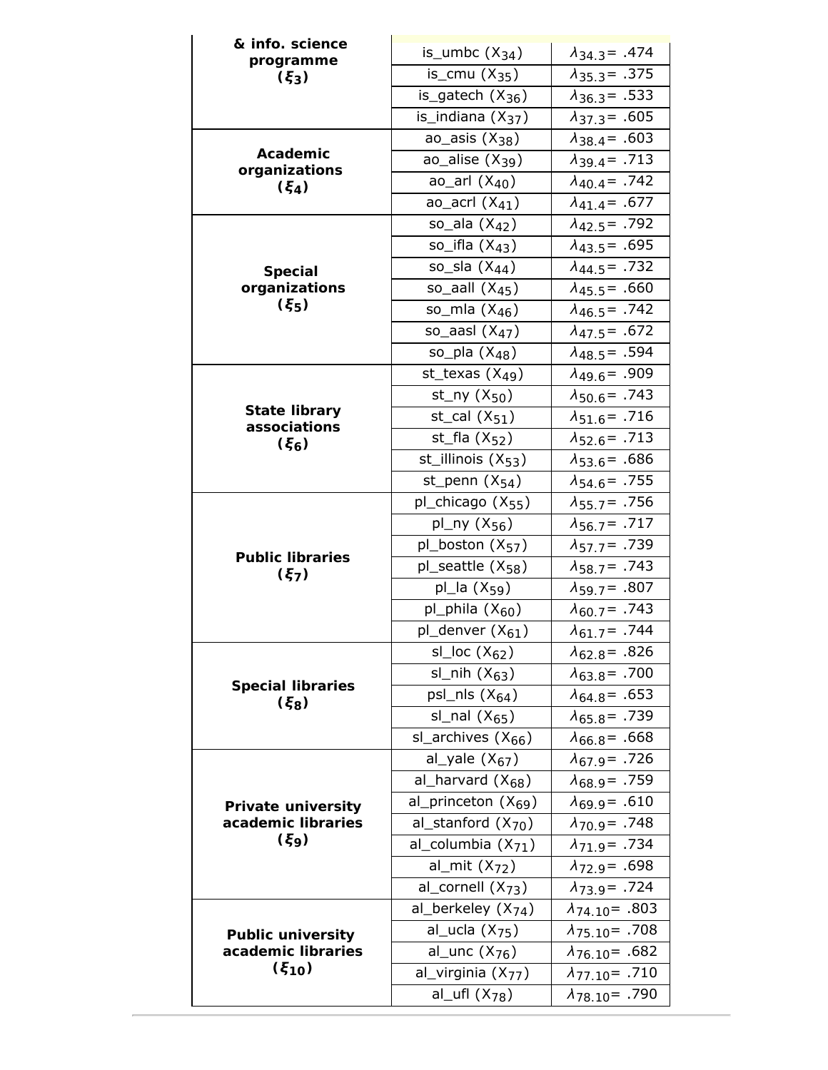| | | |
|---|---|---|
| **& info. science programme ($\xi_3$)** | | |
| | is_umbc ($X_{34}$) | $\lambda_{34.3}$= .474 |
| | is_cmu ($X_{35}$) | $\lambda_{35.3}$= .375 |
| | is_gatech ($X_{36}$) | $\lambda_{36.3}$= .533 |
| | is_indiana ($X_{37}$) | $\lambda_{37.3}$= .605 |
| **Academic organizations ($\xi_4$)** | ao_asis ($X_{38}$) | $\lambda_{38.4}$= .603 |
| | ao_alise ($X_{39}$) | $\lambda_{39.4}$= .713 |
| | ao_arl ($X_{40}$) | $\lambda_{40.4}$= .742 |
| | ao_acrl ($X_{41}$) | $\lambda_{41.4}$= .677 |
| **Special organizations ($\xi_5$)** | so_ala ($X_{42}$) | $\lambda_{42.5}$= .792 |
| | so_ifla ($X_{43}$) | $\lambda_{43.5}$= .695 |
| | so_sla ($X_{44}$) | $\lambda_{44.5}$= .732 |
| | so_aall ($X_{45}$) | $\lambda_{45.5}$= .660 |
| | so_mla ($X_{46}$) | $\lambda_{46.5}$= .742 |
| | so_aasl ($X_{47}$) | $\lambda_{47.5}$= .672 |
| | so_pla ($X_{48}$) | $\lambda_{48.5}$= .594 |
| **State library associations ($\xi_6$)** | st_texas ($X_{49}$) | $\lambda_{49.6}$= .909 |
| | st_ny ($X_{50}$) | $\lambda_{50.6}$= .743 |
| | st_cal ($X_{51}$) | $\lambda_{51.6}$= .716 |
| | st_fla ($X_{52}$) | $\lambda_{52.6}$= .713 |
| | st_illinois ($X_{53}$) | $\lambda_{53.6}$= .686 |
| | st_penn ($X_{54}$) | $\lambda_{54.6}$= .755 |
| **Public libraries ($\xi_7$)** | pl_chicago ($X_{55}$) | $\lambda_{55.7}$= .756 |
| | pl_ny ($X_{56}$) | $\lambda_{56.7}$= .717 |
| | pl_boston ($X_{57}$) | $\lambda_{57.7}$= .739 |
| | pl_seattle ($X_{58}$) | $\lambda_{58.7}$= .743 |
| | pl_la ($X_{59}$) | $\lambda_{59.7}$= .807 |
| | pl_phila ($X_{60}$) | $\lambda_{60.7}$= .743 |
| | pl_denver ($X_{61}$) | $\lambda_{61.7}$= .744 |
| **Special libraries ($\xi_8$)** | sl_loc ($X_{62}$) | $\lambda_{62.8}$= .826 |
| | sl_nih ($X_{63}$) | $\lambda_{63.8}$= .700 |
| | psl_nls ($X_{64}$) | $\lambda_{64.8}$= .653 |
| | sl_nal ($X_{65}$) | $\lambda_{65.8}$= .739 |
| | sl_archives ($X_{66}$) | $\lambda_{66.8}$= .668 |
| **Private university academic libraries ($\xi_9$)** | al_yale ($X_{67}$) | $\lambda_{67.9}$= .726 |
| | al_harvard ($X_{68}$) | $\lambda_{68.9}$= .759 |
| | al_princeton ($X_{69}$) | $\lambda_{69.9}$= .610 |
| | al_stanford ($X_{70}$) | $\lambda_{70.9}$= .748 |
| | al_columbia ($X_{71}$) | $\lambda_{71.9}$= .734 |
| | al_mit ($X_{72}$) | $\lambda_{72.9}$= .698 |
| | al_cornell ($X_{73}$) | $\lambda_{73.9}$= .724 |
| **Public university academic libraries ($\xi_{10}$)** | al_berkeley ($X_{74}$) | $\lambda_{74.10}$= .803 |
| | al_ucla ($X_{75}$) | $\lambda_{75.10}$= .708 |
| | al_unc ($X_{76}$) | $\lambda_{76.10}$= .682 |
| | al_virginia ($X_{77}$) | $\lambda_{77.10}$= .710 |
| | al_ufl ($X_{78}$) | $\lambda_{78.10}$= .790 |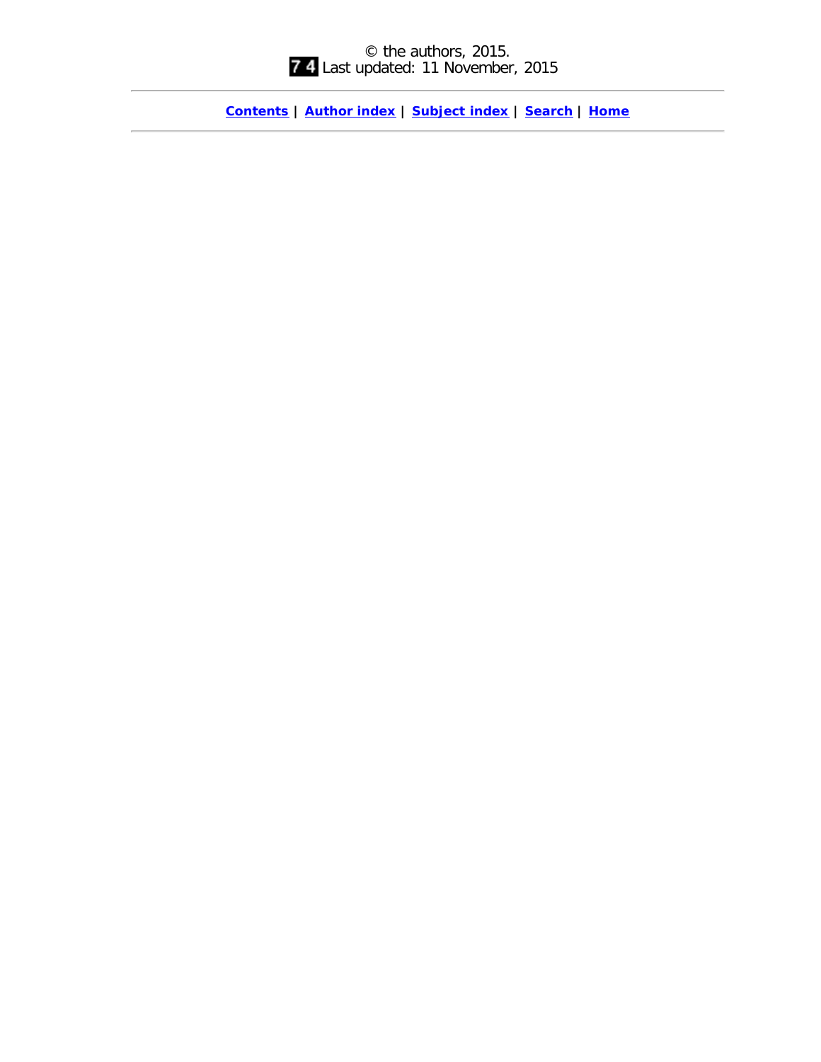© the authors, 2015.
7 4 Last updated: 11 November, 2015

---

**Contents** | **Author index** | **Subject index** | **Search** | **Home**

---